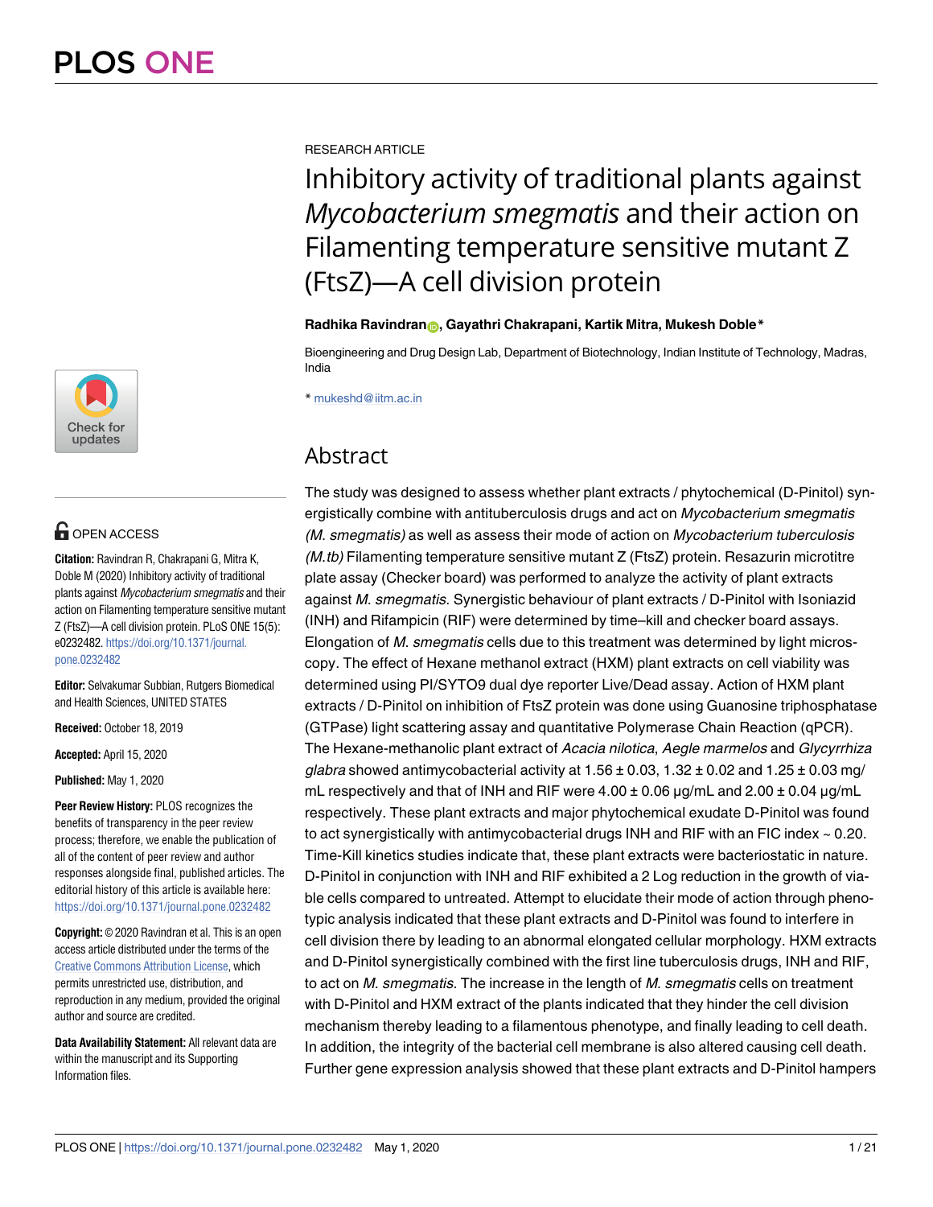RESEARCH ARTICLE

# Inhibitory activity of traditional plants against *Mycobacterium smegmatis* and their action on Filamenting temperature sensitive mutant Z (FtsZ)—A cell division protein

**Radhika Ravindran, Gayathri Chakrapani, Kartik Mitra, Mukesh Doble***

Bioengineering and Drug Design Lab, Department of Biotechnology, Indian Institute of Technology, Madras, India

* mukeshd@iitm.ac.in

OPEN ACCESS

**Citation:** Ravindran R, Chakrapani G, Mitra K, Doble M (2020) Inhibitory activity of traditional plants against *Mycobacterium smegmatis* and their action on Filamenting temperature sensitive mutant Z (FtsZ)—A cell division protein. PLoS ONE 15(5): e0232482. https://doi.org/10.1371/journal.pone.0232482

**Editor:** Selvakumar Subbian, Rutgers Biomedical and Health Sciences, UNITED STATES

**Received:** October 18, 2019

**Accepted:** April 15, 2020

**Published:** May 1, 2020

**Peer Review History:** PLOS recognizes the benefits of transparency in the peer review process; therefore, we enable the publication of all of the content of peer review and author responses alongside final, published articles. The editorial history of this article is available here: https://doi.org/10.1371/journal.pone.0232482

**Copyright:** © 2020 Ravindran et al. This is an open access article distributed under the terms of the Creative Commons Attribution License, which permits unrestricted use, distribution, and reproduction in any medium, provided the original author and source are credited.

**Data Availability Statement:** All relevant data are within the manuscript and its Supporting Information files.

## Abstract

The study was designed to assess whether plant extracts / phytochemical (D-Pinitol) synergistically combine with antituberculosis drugs and act on *Mycobacterium smegmatis (M. smegmatis)* as well as assess their mode of action on *Mycobacterium tuberculosis (M.tb)* Filamenting temperature sensitive mutant Z (FtsZ) protein. Resazurin microtitre plate assay (Checker board) was performed to analyze the activity of plant extracts against *M. smegmatis*. Synergistic behaviour of plant extracts / D-Pinitol with Isoniazid (INH) and Rifampicin (RIF) were determined by time–kill and checker board assays. Elongation of *M. smegmatis* cells due to this treatment was determined by light microscopy. The effect of Hexane methanol extract (HXM) plant extracts on cell viability was determined using PI/SYTO9 dual dye reporter Live/Dead assay. Action of HXM plant extracts / D-Pinitol on inhibition of FtsZ protein was done using Guanosine triphosphatase (GTPase) light scattering assay and quantitative Polymerase Chain Reaction (qPCR). The Hexane-methanolic plant extract of *Acacia nilotica*, *Aegle marmelos* and *Glycyrrhiza glabra* showed antimycobacterial activity at 1.56 ± 0.03, 1.32 ± 0.02 and 1.25 ± 0.03 mg/mL respectively and that of INH and RIF were 4.00 ± 0.06 μg/mL and 2.00 ± 0.04 μg/mL respectively. These plant extracts and major phytochemical exudate D-Pinitol was found to act synergistically with antimycobacterial drugs INH and RIF with an FIC index ~ 0.20. Time-Kill kinetics studies indicate that, these plant extracts were bacteriostatic in nature. D-Pinitol in conjunction with INH and RIF exhibited a 2 Log reduction in the growth of viable cells compared to untreated. Attempt to elucidate their mode of action through phenotypic analysis indicated that these plant extracts and D-Pinitol was found to interfere in cell division there by leading to an abnormal elongated cellular morphology. HXM extracts and D-Pinitol synergistically combined with the first line tuberculosis drugs, INH and RIF, to act on *M. smegmatis*. The increase in the length of *M. smegmatis* cells on treatment with D-Pinitol and HXM extract of the plants indicated that they hinder the cell division mechanism thereby leading to a filamentous phenotype, and finally leading to cell death. In addition, the integrity of the bacterial cell membrane is also altered causing cell death. Further gene expression analysis showed that these plant extracts and D-Pinitol hampers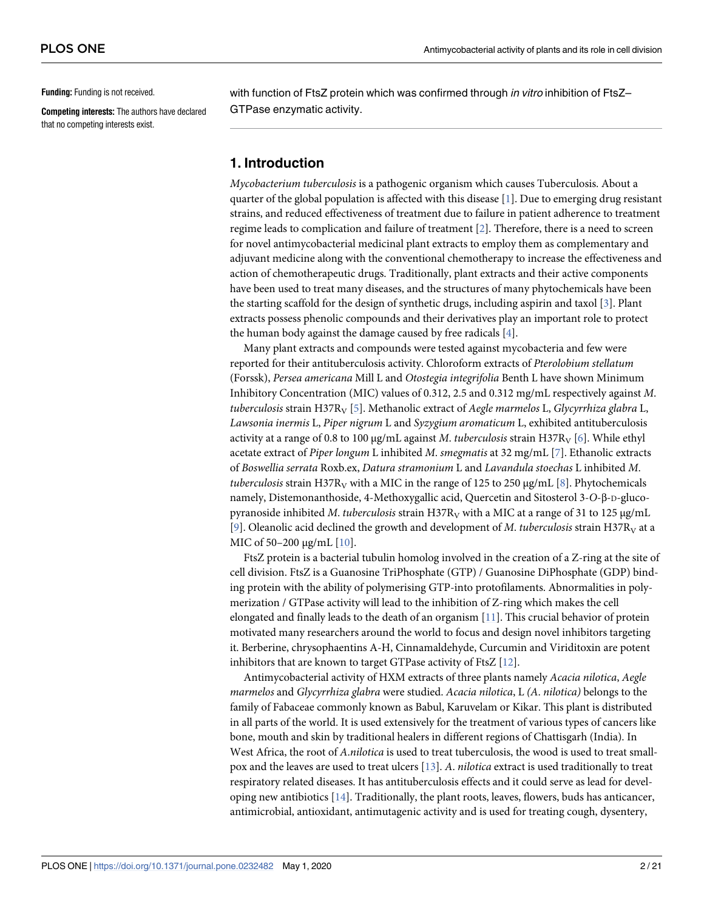**Funding:** Funding is not received.

**Competing interests:** The authors have declared that no competing interests exist.

with function of FtsZ protein which was confirmed through *in vitro* inhibition of FtsZ–GTPase enzymatic activity.

## 1. Introduction

*Mycobacterium tuberculosis* is a pathogenic organism which causes Tuberculosis. About a quarter of the global population is affected with this disease [1]. Due to emerging drug resistant strains, and reduced effectiveness of treatment due to failure in patient adherence to treatment regime leads to complication and failure of treatment [2]. Therefore, there is a need to screen for novel antimycobacterial medicinal plant extracts to employ them as complementary and adjuvant medicine along with the conventional chemotherapy to increase the effectiveness and action of chemotherapeutic drugs. Traditionally, plant extracts and their active components have been used to treat many diseases, and the structures of many phytochemicals have been the starting scaffold for the design of synthetic drugs, including aspirin and taxol [3]. Plant extracts possess phenolic compounds and their derivatives play an important role to protect the human body against the damage caused by free radicals [4].

Many plant extracts and compounds were tested against mycobacteria and few were reported for their antituberculosis activity. Chloroform extracts of *Pterolobium stellatum* (Forssk), *Persea americana* Mill L and *Otostegia integrifolia* Benth L have shown Minimum Inhibitory Concentration (MIC) values of 0.312, 2.5 and 0.312 mg/mL respectively against *M. tuberculosis* strain $H37R_V$ [5]. Methanolic extract of *Aegle marmelos* L, *Glycyrrhiza glabra* L, *Lawsonia inermis* L, *Piper nigrum* L and *Syzygium aromaticum* L, exhibited antituberculosis activity at a range of 0.8 to 100 μg/mL against *M. tuberculosis* strain $H37R_V$ [6]. While ethyl acetate extract of *Piper longum* L inhibited *M. smegmatis* at 32 mg/mL [7]. Ethanolic extracts of *Boswellia serrata* Roxb.ex, *Datura stramonium* L and *Lavandula stoechas* L inhibited *M. tuberculosis* strain $H37R_V$ with a MIC in the range of 125 to 250 μg/mL [8]. Phytochemicals namely, Distemonanthoside, 4-Methoxygallic acid, Quercetin and Sitosterol 3-*O*-β-D-glucopyranoside inhibited *M. tuberculosis* strain $H37R_V$ with a MIC at a range of 31 to 125 μg/mL [9]. Oleanolic acid declined the growth and development of *M. tuberculosis* strain $H37R_V$ at a MIC of 50–200 μg/mL [10].

FtsZ protein is a bacterial tubulin homolog involved in the creation of a Z-ring at the site of cell division. FtsZ is a Guanosine TriPhosphate (GTP) / Guanosine DiPhosphate (GDP) binding protein with the ability of polymerising GTP-into protofilaments. Abnormalities in polymerization / GTPase activity will lead to the inhibition of Z-ring which makes the cell elongated and finally leads to the death of an organism [11]. This crucial behavior of protein motivated many researchers around the world to focus and design novel inhibitors targeting it. Berberine, chrysophaentins A-H, Cinnamaldehyde, Curcumin and Viriditoxin are potent inhibitors that are known to target GTPase activity of FtsZ [12].

Antimycobacterial activity of HXM extracts of three plants namely *Acacia nilotica*, *Aegle marmelos* and *Glycyrrhiza glabra* were studied. *Acacia nilotica*, L *(A. nilotica)* belongs to the family of Fabaceae commonly known as Babul, Karuvelam or Kikar. This plant is distributed in all parts of the world. It is used extensively for the treatment of various types of cancers like bone, mouth and skin by traditional healers in different regions of Chattisgarh (India). In West Africa, the root of *A.nilotica* is used to treat tuberculosis, the wood is used to treat smallpox and the leaves are used to treat ulcers [13]. *A. nilotica* extract is used traditionally to treat respiratory related diseases. It has antituberculosis effects and it could serve as lead for developing new antibiotics [14]. Traditionally, the plant roots, leaves, flowers, buds has anticancer, antimicrobial, antioxidant, antimutagenic activity and is used for treating cough, dysentery,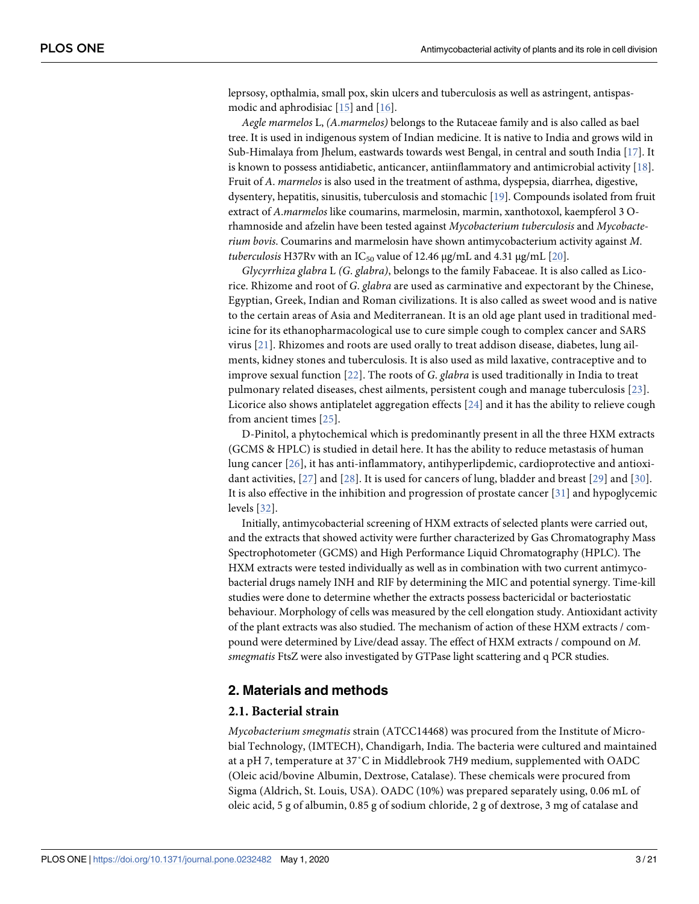leprsosy, opthalmia, small pox, skin ulcers and tuberculosis as well as astringent, antispasmodic and aphrodisiac [15] and [16].

*Aegle marmelos* L, *(A.marmelos)* belongs to the Rutaceae family and is also called as bael tree. It is used in indigenous system of Indian medicine. It is native to India and grows wild in Sub-Himalaya from Jhelum, eastwards towards west Bengal, in central and south India [17]. It is known to possess antidiabetic, anticancer, antiinflammatory and antimicrobial activity [18]. Fruit of *A. marmelos* is also used in the treatment of asthma, dyspepsia, diarrhea, digestive, dysentery, hepatitis, sinusitis, tuberculosis and stomachic [19]. Compounds isolated from fruit extract of *A.marmelos* like coumarins, marmelosin, marmin, xanthotoxol, kaempferol 3 O-rhamnoside and afzelin have been tested against *Mycobacterium tuberculosis* and *Mycobacterium bovis*. Coumarins and marmelosin have shown antimycobacterium activity against *M. tuberculosis* H37Rv with an $IC_{50}$ value of 12.46 μg/mL and 4.31 μg/mL [20].

*Glycyrrhiza glabra* L *(G. glabra)*, belongs to the family Fabaceae. It is also called as Licorice. Rhizome and root of *G. glabra* are used as carminative and expectorant by the Chinese, Egyptian, Greek, Indian and Roman civilizations. It is also called as sweet wood and is native to the certain areas of Asia and Mediterranean. It is an old age plant used in traditional medicine for its ethanopharmacological use to cure simple cough to complex cancer and SARS virus [21]. Rhizomes and roots are used orally to treat addison disease, diabetes, lung ailments, kidney stones and tuberculosis. It is also used as mild laxative, contraceptive and to improve sexual function [22]. The roots of *G. glabra* is used traditionally in India to treat pulmonary related diseases, chest ailments, persistent cough and manage tuberculosis [23]. Licorice also shows antiplatelet aggregation effects [24] and it has the ability to relieve cough from ancient times [25].

D-Pinitol, a phytochemical which is predominantly present in all the three HXM extracts (GCMS & HPLC) is studied in detail here. It has the ability to reduce metastasis of human lung cancer [26], it has anti-inflammatory, antihyperlipdemic, cardioprotective and antioxidant activities, [27] and [28]. It is used for cancers of lung, bladder and breast [29] and [30]. It is also effective in the inhibition and progression of prostate cancer [31] and hypoglycemic levels [32].

Initially, antimycobacterial screening of HXM extracts of selected plants were carried out, and the extracts that showed activity were further characterized by Gas Chromatography Mass Spectrophotometer (GCMS) and High Performance Liquid Chromatography (HPLC). The HXM extracts were tested individually as well as in combination with two current antimycobacterial drugs namely INH and RIF by determining the MIC and potential synergy. Time-kill studies were done to determine whether the extracts possess bactericidal or bacteriostatic behaviour. Morphology of cells was measured by the cell elongation study. Antioxidant activity of the plant extracts was also studied. The mechanism of action of these HXM extracts / compound were determined by Live/dead assay. The effect of HXM extracts / compound on *M. smegmatis* FtsZ were also investigated by GTPase light scattering and q PCR studies.

## 2. Materials and methods

### 2.1. Bacterial strain

*Mycobacterium smegmatis* strain (ATCC14468) was procured from the Institute of Microbial Technology, (IMTECH), Chandigarh, India. The bacteria were cultured and maintained at a pH 7, temperature at 37˚C in Middlebrook 7H9 medium, supplemented with OADC (Oleic acid/bovine Albumin, Dextrose, Catalase). These chemicals were procured from Sigma (Aldrich, St. Louis, USA). OADC (10%) was prepared separately using, 0.06 mL of oleic acid, 5 g of albumin, 0.85 g of sodium chloride, 2 g of dextrose, 3 mg of catalase and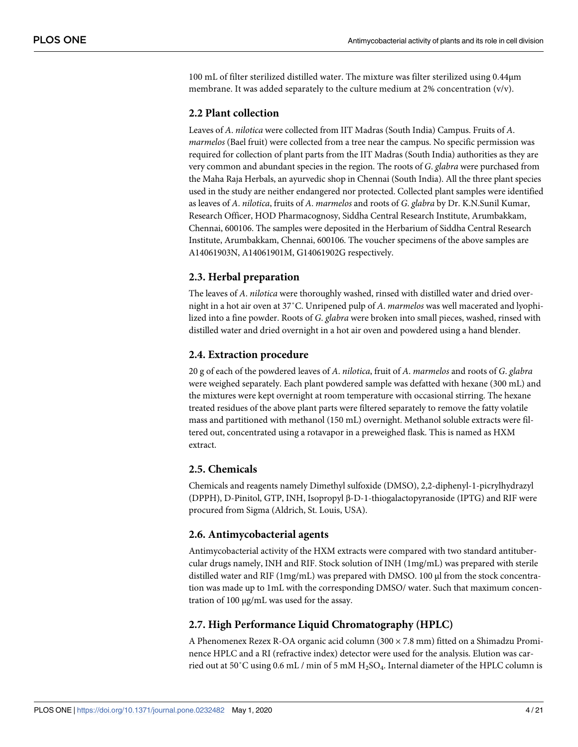100 mL of filter sterilized distilled water. The mixture was filter sterilized using 0.44μm membrane. It was added separately to the culture medium at 2% concentration (v/v).

## 2.2 Plant collection

Leaves of *A*. *nilotica* were collected from IIT Madras (South India) Campus. Fruits of *A*. *marmelos* (Bael fruit) were collected from a tree near the campus. No specific permission was required for collection of plant parts from the IIT Madras (South India) authorities as they are very common and abundant species in the region. The roots of *G*. *glabra* were purchased from the Maha Raja Herbals, an ayurvedic shop in Chennai (South India). All the three plant species used in the study are neither endangered nor protected. Collected plant samples were identified as leaves of *A*. *nilotica*, fruits of *A*. *marmelos* and roots of *G*. *glabra* by Dr. K.N.Sunil Kumar, Research Officer, HOD Pharmacognosy, Siddha Central Research Institute, Arumbakkam, Chennai, 600106. The samples were deposited in the Herbarium of Siddha Central Research Institute, Arumbakkam, Chennai, 600106. The voucher specimens of the above samples are A14061903N, A14061901M, G14061902G respectively.

## 2.3. Herbal preparation

The leaves of *A*. *nilotica* were thoroughly washed, rinsed with distilled water and dried overnight in a hot air oven at 37˚C. Unripened pulp of *A*. *marmelos* was well macerated and lyophilized into a fine powder. Roots of *G*. *glabra* were broken into small pieces, washed, rinsed with distilled water and dried overnight in a hot air oven and powdered using a hand blender.

## 2.4. Extraction procedure

20 g of each of the powdered leaves of *A*. *nilotica*, fruit of *A*. *marmelos* and roots of *G*. *glabra* were weighed separately. Each plant powdered sample was defatted with hexane (300 mL) and the mixtures were kept overnight at room temperature with occasional stirring. The hexane treated residues of the above plant parts were filtered separately to remove the fatty volatile mass and partitioned with methanol (150 mL) overnight. Methanol soluble extracts were filtered out, concentrated using a rotavapor in a preweighed flask. This is named as HXM extract.

## 2.5. Chemicals

Chemicals and reagents namely Dimethyl sulfoxide (DMSO), 2,2-diphenyl-1-picrylhydrazyl (DPPH), D-Pinitol, GTP, INH, Isopropyl β-D-1-thiogalactopyranoside (IPTG) and RIF were procured from Sigma (Aldrich, St. Louis, USA).

## 2.6. Antimycobacterial agents

Antimycobacterial activity of the HXM extracts were compared with two standard antitubercular drugs namely, INH and RIF. Stock solution of INH (1mg/mL) was prepared with sterile distilled water and RIF (1mg/mL) was prepared with DMSO. 100 μl from the stock concentration was made up to 1mL with the corresponding DMSO/ water. Such that maximum concentration of 100 μg/mL was used for the assay.

## 2.7. High Performance Liquid Chromatography (HPLC)

A Phenomenex Rezex R-OA organic acid column (300 × 7.8 mm) fitted on a Shimadzu Prominence HPLC and a RI (refractive index) detector were used for the analysis. Elution was carried out at 50˚C using 0.6 mL / min of 5 mM $H_2SO_4$. Internal diameter of the HPLC column is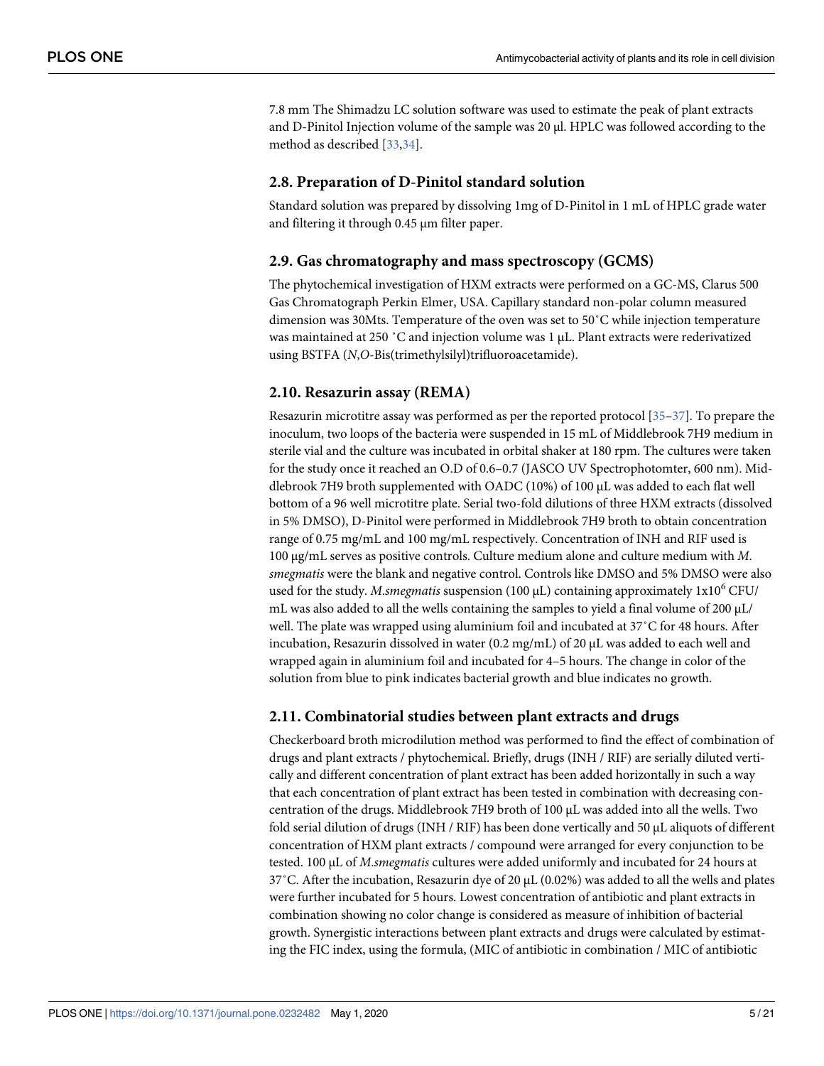7.8 mm The Shimadzu LC solution software was used to estimate the peak of plant extracts and D-Pinitol Injection volume of the sample was 20 μl. HPLC was followed according to the method as described [33,34].

### 2.8. Preparation of D-Pinitol standard solution

Standard solution was prepared by dissolving 1mg of D-Pinitol in 1 mL of HPLC grade water and filtering it through 0.45 μm filter paper.

### 2.9. Gas chromatography and mass spectroscopy (GCMS)

The phytochemical investigation of HXM extracts were performed on a GC-MS, Clarus 500 Gas Chromatograph Perkin Elmer, USA. Capillary standard non-polar column measured dimension was 30Mts. Temperature of the oven was set to 50˚C while injection temperature was maintained at 250 ˚C and injection volume was 1 μL. Plant extracts were rederivatized using BSTFA (*N*,*O*-Bis(trimethylsilyl)trifluoroacetamide).

### 2.10. Resazurin assay (REMA)

Resazurin microtitre assay was performed as per the reported protocol [35–37]. To prepare the inoculum, two loops of the bacteria were suspended in 15 mL of Middlebrook 7H9 medium in sterile vial and the culture was incubated in orbital shaker at 180 rpm. The cultures were taken for the study once it reached an O.D of 0.6–0.7 (JASCO UV Spectrophotomter, 600 nm). Middlebrook 7H9 broth supplemented with OADC (10%) of 100 μL was added to each flat well bottom of a 96 well microtitre plate. Serial two-fold dilutions of three HXM extracts (dissolved in 5% DMSO), D-Pinitol were performed in Middlebrook 7H9 broth to obtain concentration range of 0.75 mg/mL and 100 mg/mL respectively. Concentration of INH and RIF used is 100 μg/mL serves as positive controls. Culture medium alone and culture medium with *M. smegmatis* were the blank and negative control. Controls like DMSO and 5% DMSO were also used for the study. *M.smegmatis* suspension (100 μL) containing approximately 1x10$^{6}$ CFU/mL was also added to all the wells containing the samples to yield a final volume of 200 μL/well. The plate was wrapped using aluminium foil and incubated at 37˚C for 48 hours. After incubation, Resazurin dissolved in water (0.2 mg/mL) of 20 μL was added to each well and wrapped again in aluminium foil and incubated for 4–5 hours. The change in color of the solution from blue to pink indicates bacterial growth and blue indicates no growth.

### 2.11. Combinatorial studies between plant extracts and drugs

Checkerboard broth microdilution method was performed to find the effect of combination of drugs and plant extracts / phytochemical. Briefly, drugs (INH / RIF) are serially diluted vertically and different concentration of plant extract has been added horizontally in such a way that each concentration of plant extract has been tested in combination with decreasing concentration of the drugs. Middlebrook 7H9 broth of 100 μL was added into all the wells. Two fold serial dilution of drugs (INH / RIF) has been done vertically and 50 μL aliquots of different concentration of HXM plant extracts / compound were arranged for every conjunction to be tested. 100 μL of *M.smegmatis* cultures were added uniformly and incubated for 24 hours at 37˚C. After the incubation, Resazurin dye of 20 μL (0.02%) was added to all the wells and plates were further incubated for 5 hours. Lowest concentration of antibiotic and plant extracts in combination showing no color change is considered as measure of inhibition of bacterial growth. Synergistic interactions between plant extracts and drugs were calculated by estimating the FIC index, using the formula, (MIC of antibiotic in combination / MIC of antibiotic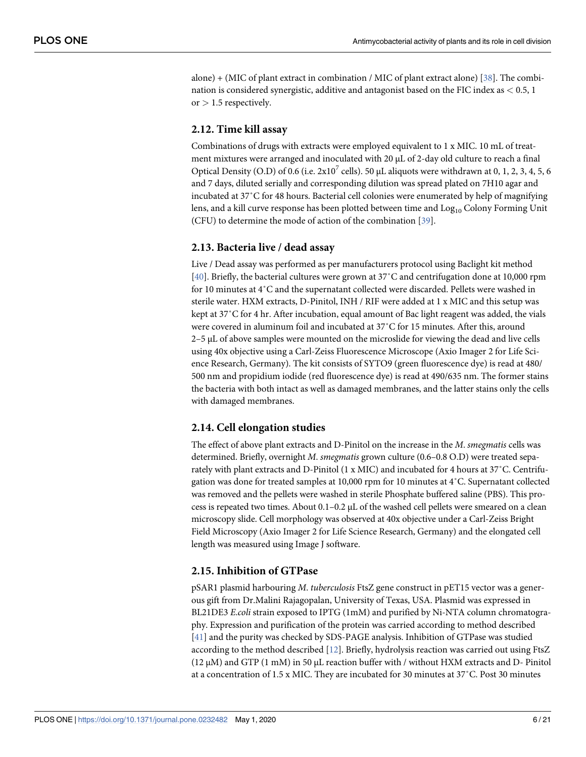alone) + (MIC of plant extract in combination / MIC of plant extract alone) [38]. The combination is considered synergistic, additive and antagonist based on the FIC index as < 0.5, 1 or > 1.5 respectively.

## 2.12. Time kill assay

Combinations of drugs with extracts were employed equivalent to 1 x MIC. 10 mL of treatment mixtures were arranged and inoculated with 20 μL of 2-day old culture to reach a final Optical Density (O.D) of 0.6 (i.e. $2x10^7$ cells). 50 μL aliquots were withdrawn at 0, 1, 2, 3, 4, 5, 6 and 7 days, diluted serially and corresponding dilution was spread plated on 7H10 agar and incubated at 37˚C for 48 hours. Bacterial cell colonies were enumerated by help of magnifying lens, and a kill curve response has been plotted between time and $Log_{10}$ Colony Forming Unit (CFU) to determine the mode of action of the combination [39].

## 2.13. Bacteria live / dead assay

Live / Dead assay was performed as per manufacturers protocol using Baclight kit method [40]. Briefly, the bacterial cultures were grown at 37˚C and centrifugation done at 10,000 rpm for 10 minutes at 4˚C and the supernatant collected were discarded. Pellets were washed in sterile water. HXM extracts, D-Pinitol, INH / RIF were added at 1 x MIC and this setup was kept at 37˚C for 4 hr. After incubation, equal amount of Bac light reagent was added, the vials were covered in aluminum foil and incubated at 37˚C for 15 minutes. After this, around 2–5 μL of above samples were mounted on the microslide for viewing the dead and live cells using 40x objective using a Carl-Zeiss Fluorescence Microscope (Axio Imager 2 for Life Science Research, Germany). The kit consists of SYTO9 (green fluorescence dye) is read at 480/500 nm and propidium iodide (red fluorescence dye) is read at 490/635 nm. The former stains the bacteria with both intact as well as damaged membranes, and the latter stains only the cells with damaged membranes.

## 2.14. Cell elongation studies

The effect of above plant extracts and D-Pinitol on the increase in the *M*. *smegmatis* cells was determined. Briefly, overnight *M*. *smegmatis* grown culture (0.6–0.8 O.D) were treated separately with plant extracts and D-Pinitol (1 x MIC) and incubated for 4 hours at 37˚C. Centrifugation was done for treated samples at 10,000 rpm for 10 minutes at 4˚C. Supernatant collected was removed and the pellets were washed in sterile Phosphate buffered saline (PBS). This process is repeated two times. About 0.1–0.2 μL of the washed cell pellets were smeared on a clean microscopy slide. Cell morphology was observed at 40x objective under a Carl-Zeiss Bright Field Microscopy (Axio Imager 2 for Life Science Research, Germany) and the elongated cell length was measured using Image J software.

## 2.15. Inhibition of GTPase

pSAR1 plasmid harbouring *M*. *tuberculosis* FtsZ gene construct in pET15 vector was a generous gift from Dr.Malini Rajagopalan, University of Texas, USA. Plasmid was expressed in BL21DE3 *E.coli* strain exposed to IPTG (1mM) and purified by Ni-NTA column chromatography. Expression and purification of the protein was carried according to method described [41] and the purity was checked by SDS-PAGE analysis. Inhibition of GTPase was studied according to the method described [12]. Briefly, hydrolysis reaction was carried out using FtsZ (12 μM) and GTP (1 mM) in 50 μL reaction buffer with / without HXM extracts and D- Pinitol at a concentration of 1.5 x MIC. They are incubated for 30 minutes at 37˚C. Post 30 minutes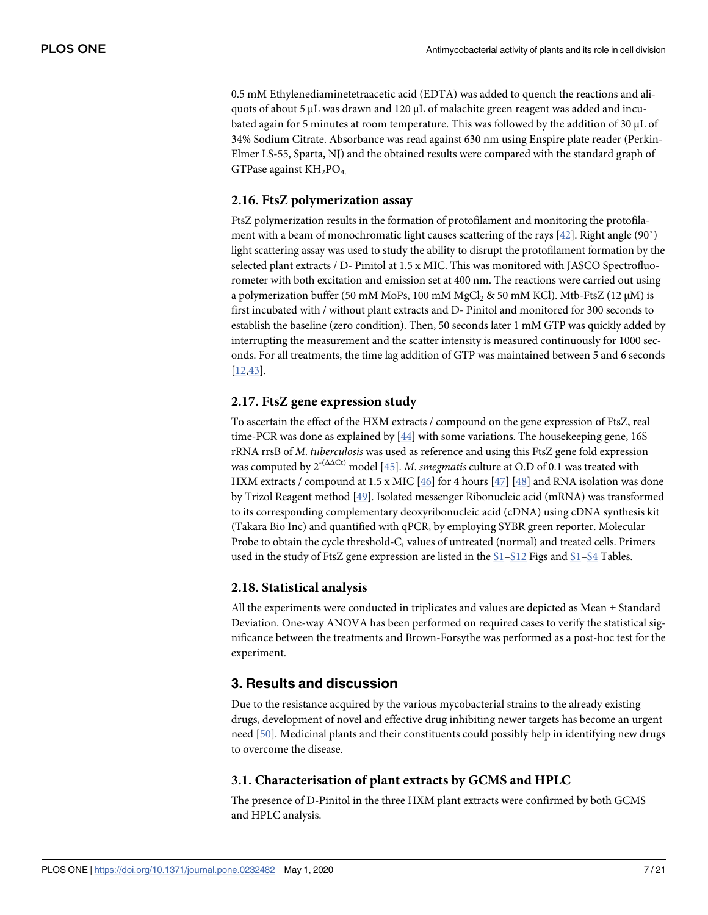0.5 mM Ethylenediaminetetraacetic acid (EDTA) was added to quench the reactions and aliquots of about 5 μL was drawn and 120 μL of malachite green reagent was added and incubated again for 5 minutes at room temperature. This was followed by the addition of 30 μL of 34% Sodium Citrate. Absorbance was read against 630 nm using Enspire plate reader (Perkin-Elmer LS-55, Sparta, NJ) and the obtained results were compared with the standard graph of GTPase against $KH_2PO_4$.

### 2.16. FtsZ polymerization assay

FtsZ polymerization results in the formation of protofilament and monitoring the protofilament with a beam of monochromatic light causes scattering of the rays [42]. Right angle (90˚) light scattering assay was used to study the ability to disrupt the protofilament formation by the selected plant extracts / D- Pinitol at 1.5 x MIC. This was monitored with JASCO Spectrofluorometer with both excitation and emission set at 400 nm. The reactions were carried out using a polymerization buffer (50 mM MoPs, 100 mM $MgCl_2$ & 50 mM KCl). Mtb-FtsZ (12 μM) is first incubated with / without plant extracts and D- Pinitol and monitored for 300 seconds to establish the baseline (zero condition). Then, 50 seconds later 1 mM GTP was quickly added by interrupting the measurement and the scatter intensity is measured continuously for 1000 seconds. For all treatments, the time lag addition of GTP was maintained between 5 and 6 seconds [12,43].

### 2.17. FtsZ gene expression study

To ascertain the effect of the HXM extracts / compound on the gene expression of FtsZ, real time-PCR was done as explained by [44] with some variations. The housekeeping gene, 16S rRNA rrsB of *M*. *tuberculosis* was used as reference and using this FtsZ gene fold expression was computed by $2^{-(\Delta\Delta Ct)}$ model [45]. *M*. *smegmatis* culture at O.D of 0.1 was treated with HXM extracts / compound at 1.5 x MIC [46] for 4 hours [47] [48] and RNA isolation was done by Trizol Reagent method [49]. Isolated messenger Ribonucleic acid (mRNA) was transformed to its corresponding complementary deoxyribonucleic acid (cDNA) using cDNA synthesis kit (Takara Bio Inc) and quantified with qPCR, by employing SYBR green reporter. Molecular Probe to obtain the cycle threshold-$C_t$ values of untreated (normal) and treated cells. Primers used in the study of FtsZ gene expression are listed in the S1–S12 Figs and S1–S4 Tables.

### 2.18. Statistical analysis

All the experiments were conducted in triplicates and values are depicted as Mean ± Standard Deviation. One-way ANOVA has been performed on required cases to verify the statistical significance between the treatments and Brown-Forsythe was performed as a post-hoc test for the experiment.

## 3. Results and discussion

Due to the resistance acquired by the various mycobacterial strains to the already existing drugs, development of novel and effective drug inhibiting newer targets has become an urgent need [50]. Medicinal plants and their constituents could possibly help in identifying new drugs to overcome the disease.

### 3.1. Characterisation of plant extracts by GCMS and HPLC

The presence of D-Pinitol in the three HXM plant extracts were confirmed by both GCMS and HPLC analysis.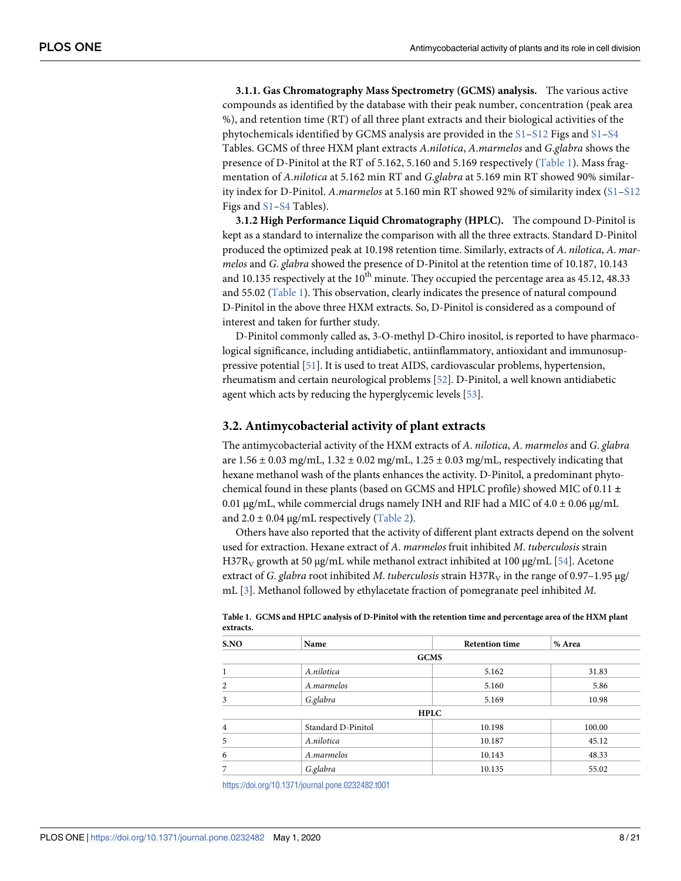#### 3.1.1. Gas Chromatography Mass Spectrometry (GCMS) analysis.

The various active compounds as identified by the database with their peak number, concentration (peak area %), and retention time (RT) of all three plant extracts and their biological activities of the phytochemicals identified by GCMS analysis are provided in the S1–S12 Figs and S1–S4 Tables. GCMS of three HXM plant extracts *A.nilotica*, *A.marmelos* and *G.glabra* shows the presence of D-Pinitol at the RT of 5.162, 5.160 and 5.169 respectively (Table 1). Mass fragmentation of *A.nilotica* at 5.162 min RT and *G.glabra* at 5.169 min RT showed 90% similarity index for D-Pinitol. *A.marmelos* at 5.160 min RT showed 92% of similarity index (S1–S12 Figs and S1–S4 Tables).

#### 3.1.2 High Performance Liquid Chromatography (HPLC).

The compound D-Pinitol is kept as a standard to internalize the comparison with all the three extracts. Standard D-Pinitol produced the optimized peak at 10.198 retention time. Similarly, extracts of *A. nilotica*, *A. marmelos* and *G. glabra* showed the presence of D-Pinitol at the retention time of 10.187, 10.143 and 10.135 respectively at the 10$^{th}$ minute. They occupied the percentage area as 45.12, 48.33 and 55.02 (Table 1). This observation, clearly indicates the presence of natural compound D-Pinitol in the above three HXM extracts. So, D-Pinitol is considered as a compound of interest and taken for further study.

D-Pinitol commonly called as, 3-O-methyl D-Chiro inositol, is reported to have pharmacological significance, including antidiabetic, antiinflammatory, antioxidant and immunosuppressive potential [51]. It is used to treat AIDS, cardiovascular problems, hypertension, rheumatism and certain neurological problems [52]. D-Pinitol, a well known antidiabetic agent which acts by reducing the hyperglycemic levels [53].

### 3.2. Antimycobacterial activity of plant extracts

The antimycobacterial activity of the HXM extracts of *A. nilotica*, *A. marmelos* and *G. glabra* are 1.56 ± 0.03 mg/mL, 1.32 ± 0.02 mg/mL, 1.25 ± 0.03 mg/mL, respectively indicating that hexane methanol wash of the plants enhances the activity. D-Pinitol, a predominant phytochemical found in these plants (based on GCMS and HPLC profile) showed MIC of 0.11 ± 0.01 μg/mL, while commercial drugs namely INH and RIF had a MIC of 4.0 ± 0.06 μg/mL and 2.0 ± 0.04 μg/mL respectively (Table 2).

Others have also reported that the activity of different plant extracts depend on the solvent used for extraction. Hexane extract of *A. marmelos* fruit inhibited *M. tuberculosis* strain $H37R_V$ growth at 50 μg/mL while methanol extract inhibited at 100 μg/mL [54]. Acetone extract of *G. glabra* root inhibited *M. tuberculosis* strain $H37R_V$ in the range of 0.97–1.95 μg/mL [3]. Methanol followed by ethylacetate fraction of pomegranate peel inhibited *M.*

**Table 1. GCMS and HPLC analysis of D-Pinitol with the retention time and percentage area of the HXM plant extracts.**

| S.NO | Name | Retention time | % Area |
|---|---|---|---|
| | | **GCMS** | |
| 1 | *A.nilotica* | 5.162 | 31.83 |
| 2 | *A.marmelos* | 5.160 | 5.86 |
| 3 | *G.glabra* | 5.169 | 10.98 |
| | | **HPLC** | |
| 4 | Standard D-Pinitol | 10.198 | 100.00 |
| 5 | *A.nilotica* | 10.187 | 45.12 |
| 6 | *A.marmelos* | 10.143 | 48.33 |
| 7 | *G.glabra* | 10.135 | 55.02 |

https://doi.org/10.1371/journal.pone.0232482.t001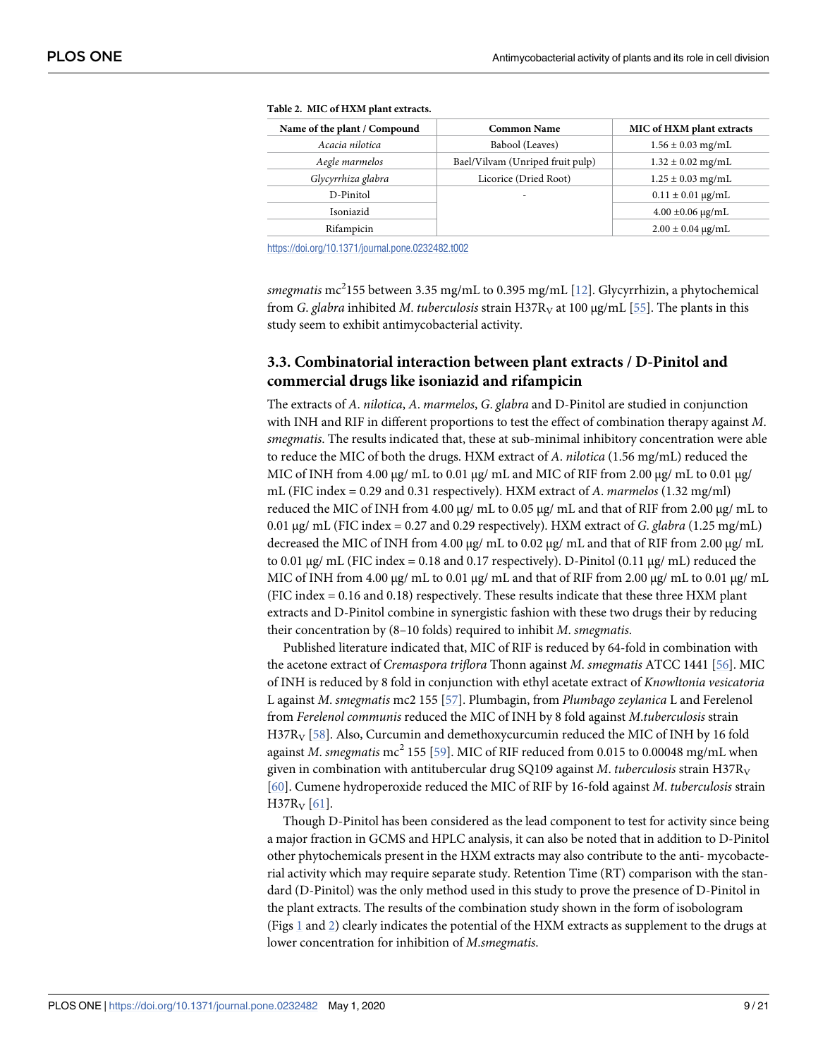**Table 2. MIC of HXM plant extracts.**

| Name of the plant / Compound | Common Name | MIC of HXM plant extracts |
|---|---|---|
| *Acacia nilotica* | Babool (Leaves) | 1.56 ± 0.03 mg/mL |
| *Aegle marmelos* | Bael/Vilvam (Unriped fruit pulp) | 1.32 ± 0.02 mg/mL |
| *Glycyrrhiza glabra* | Licorice (Dried Root) | 1.25 ± 0.03 mg/mL |
| D-Pinitol | - | 0.11 ± 0.01 μg/mL |
| Isoniazid | | 4.00 ±0.06 μg/mL |
| Rifampicin | | 2.00 ± 0.04 μg/mL |

https://doi.org/10.1371/journal.pone.0232482.t002

*smegmatis* $mc^2$155 between 3.35 mg/mL to 0.395 mg/mL [12]. Glycyrrhizin, a phytochemical from *G*. *glabra* inhibited *M*. *tuberculosis* strain $H37R_V$ at 100 μg/mL [55]. The plants in this study seem to exhibit antimycobacterial activity.

## 3.3. Combinatorial interaction between plant extracts / D-Pinitol and commercial drugs like isoniazid and rifampicin

The extracts of *A*. *nilotica*, *A*. *marmelos*, *G*. *glabra* and D-Pinitol are studied in conjunction with INH and RIF in different proportions to test the effect of combination therapy against *M*. *smegmatis*. The results indicated that, these at sub-minimal inhibitory concentration were able to reduce the MIC of both the drugs. HXM extract of *A*. *nilotica* (1.56 mg/mL) reduced the MIC of INH from 4.00 μg/ mL to 0.01 μg/ mL and MIC of RIF from 2.00 μg/ mL to 0.01 μg/ mL (FIC index = 0.29 and 0.31 respectively). HXM extract of *A*. *marmelos* (1.32 mg/ml) reduced the MIC of INH from 4.00 μg/ mL to 0.05 μg/ mL and that of RIF from 2.00 μg/ mL to 0.01 μg/ mL (FIC index = 0.27 and 0.29 respectively). HXM extract of *G*. *glabra* (1.25 mg/mL) decreased the MIC of INH from 4.00 μg/ mL to 0.02 μg/ mL and that of RIF from 2.00 μg/ mL to 0.01 μg/ mL (FIC index = 0.18 and 0.17 respectively). D-Pinitol (0.11 μg/ mL) reduced the MIC of INH from 4.00 μg/ mL to 0.01 μg/ mL and that of RIF from 2.00 μg/ mL to 0.01 μg/ mL (FIC index = 0.16 and 0.18) respectively. These results indicate that these three HXM plant extracts and D-Pinitol combine in synergistic fashion with these two drugs their by reducing their concentration by (8–10 folds) required to inhibit *M*. *smegmatis*.

Published literature indicated that, MIC of RIF is reduced by 64-fold in combination with the acetone extract of *Cremaspora triflora* Thonn against *M*. *smegmatis* ATCC 1441 [56]. MIC of INH is reduced by 8 fold in conjunction with ethyl acetate extract of *Knowltonia vesicatoria* L against *M*. *smegmatis* mc2 155 [57]. Plumbagin, from *Plumbago zeylanica* L and Ferelenol from *Ferelenol communis* reduced the MIC of INH by 8 fold against *M.tuberculosis* strain $H37R_V$ [58]. Also, Curcumin and demethoxycurcumin reduced the MIC of INH by 16 fold against *M*. *smegmatis* $mc^2$ 155 [59]. MIC of RIF reduced from 0.015 to 0.00048 mg/mL when given in combination with antitubercular drug SQ109 against *M*. *tuberculosis* strain $H37R_V$ [60]. Cumene hydroperoxide reduced the MIC of RIF by 16-fold against *M*. *tuberculosis* strain $H37R_V$ [61].

Though D-Pinitol has been considered as the lead component to test for activity since being a major fraction in GCMS and HPLC analysis, it can also be noted that in addition to D-Pinitol other phytochemicals present in the HXM extracts may also contribute to the anti- mycobacterial activity which may require separate study. Retention Time (RT) comparison with the standard (D-Pinitol) was the only method used in this study to prove the presence of D-Pinitol in the plant extracts. The results of the combination study shown in the form of isobologram (Figs 1 and 2) clearly indicates the potential of the HXM extracts as supplement to the drugs at lower concentration for inhibition of *M.smegmatis*.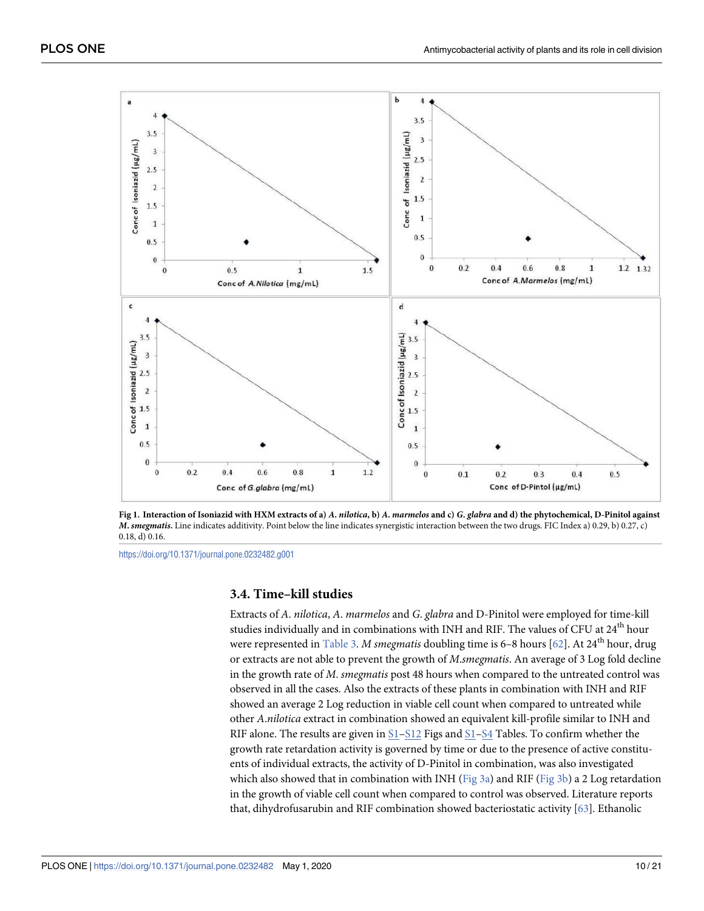Fig 1. Interaction of Isoniazid with HXM extracts of a) *A. nilotica*, b) *A. marmelos* and c) *G. glabra* and d) the phytochemical, D-Pinitol against *M. smegmatis*. Line indicates additivity. Point below the line indicates synergistic interaction between the two drugs. FIC Index a) 0.29, b) 0.27, c) 0.18, d) 0.16.

https://doi.org/10.1371/journal.pone.0232482.g001

### 3.4. Time–kill studies

Extracts of *A. nilotica*, *A. marmelos* and *G. glabra* and D-Pinitol were employed for time-kill studies individually and in combinations with INH and RIF. The values of CFU at 24th hour were represented in Table 3. *M smegmatis* doubling time is 6–8 hours [62]. At 24th hour, drug or extracts are not able to prevent the growth of *M.smegmatis*. An average of 3 Log fold decline in the growth rate of *M. smegmatis* post 48 hours when compared to the untreated control was observed in all the cases. Also the extracts of these plants in combination with INH and RIF showed an average 2 Log reduction in viable cell count when compared to untreated while other *A.nilotica* extract in combination showed an equivalent kill-profile similar to INH and RIF alone. The results are given in S1–S12 Figs and S1–S4 Tables. To confirm whether the growth rate retardation activity is governed by time or due to the presence of active constituents of individual extracts, the activity of D-Pinitol in combination, was also investigated which also showed that in combination with INH (Fig 3a) and RIF (Fig 3b) a 2 Log retardation in the growth of viable cell count when compared to control was observed. Literature reports that, dihydrofusarubin and RIF combination showed bacteriostatic activity [63]. Ethanolic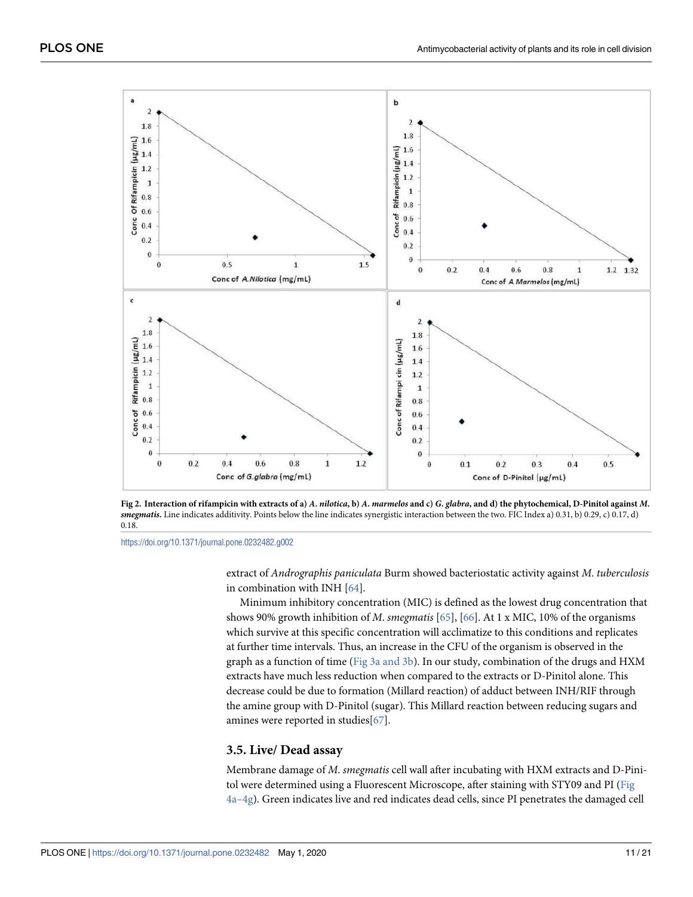Fig 2. Interaction of rifampicin with extracts of a) *A. nilotica*, b) *A. marmelos* and c) *G. glabra*, and d) the phytochemical, D-Pinitol against *M. smegmatis*. Line indicates additivity. Points below the line indicates synergistic interaction between the two. FIC Index a) 0.31, b) 0.29, c) 0.17, d) 0.18.

https://doi.org/10.1371/journal.pone.0232482.g002

extract of *Andrographis paniculata* Burm showed bacteriostatic activity against *M. tuberculosis* in combination with INH [64].

Minimum inhibitory concentration (MIC) is defined as the lowest drug concentration that shows 90% growth inhibition of *M. smegmatis* [65], [66]. At 1 x MIC, 10% of the organisms which survive at this specific concentration will acclimatize to this conditions and replicates at further time intervals. Thus, an increase in the CFU of the organism is observed in the graph as a function of time (Fig 3a and 3b). In our study, combination of the drugs and HXM extracts have much less reduction when compared to the extracts or D-Pinitol alone. This decrease could be due to formation (Millard reaction) of adduct between INH/RIF through the amine group with D-Pinitol (sugar). This Millard reaction between reducing sugars and amines were reported in studies[67].

### 3.5. Live/ Dead assay

Membrane damage of *M. smegmatis* cell wall after incubating with HXM extracts and D-Pinitol were determined using a Fluorescent Microscope, after staining with STY09 and PI (Fig 4a–4g). Green indicates live and red indicates dead cells, since PI penetrates the damaged cell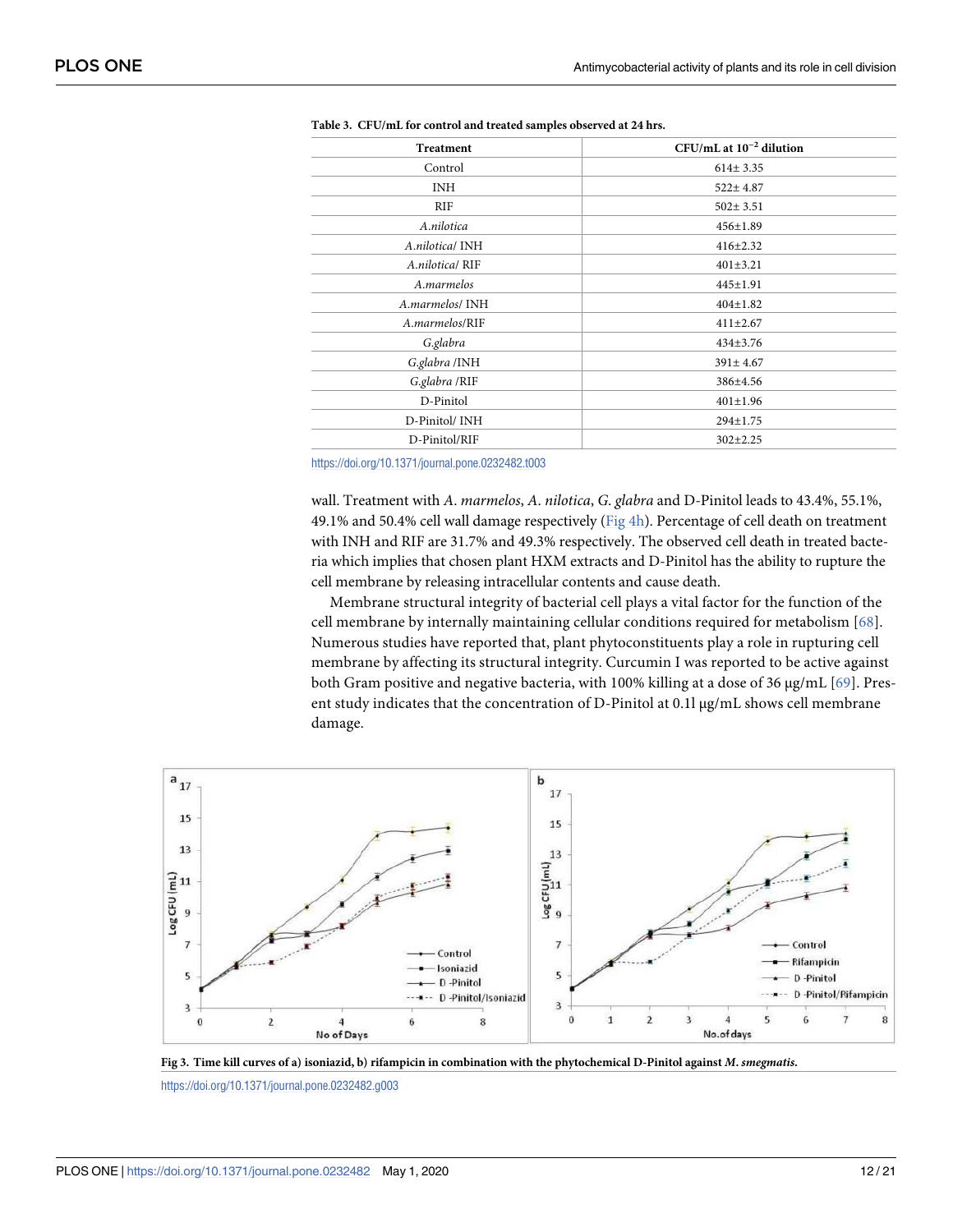**Table 3. CFU/mL for control and treated samples observed at 24 hrs.**

| Treatment | CFU/mL at $10^{-2}$ dilution |
|---|---|
| Control | 614± 3.35 |
| INH | 522± 4.87 |
| RIF | 502± 3.51 |
| *A.nilotica* | 456±1.89 |
| *A.nilotica*/ INH | 416±2.32 |
| *A.nilotica*/ RIF | 401±3.21 |
| *A.marmelos* | 445±1.91 |
| *A.marmelos*/ INH | 404±1.82 |
| *A.marmelos*/RIF | 411±2.67 |
| *G.glabra* | 434±3.76 |
| *G.glabra* /INH | 391± 4.67 |
| *G.glabra* /RIF | 386±4.56 |
| D-Pinitol | 401±1.96 |
| D-Pinitol/ INH | 294±1.75 |
| D-Pinitol/RIF | 302±2.25 |

https://doi.org/10.1371/journal.pone.0232482.t003

wall. Treatment with *A. marmelos*, *A. nilotica*, *G. glabra* and D-Pinitol leads to 43.4%, 55.1%, 49.1% and 50.4% cell wall damage respectively (Fig 4h). Percentage of cell death on treatment with INH and RIF are 31.7% and 49.3% respectively. The observed cell death in treated bacteria which implies that chosen plant HXM extracts and D-Pinitol has the ability to rupture the cell membrane by releasing intracellular contents and cause death.

Membrane structural integrity of bacterial cell plays a vital factor for the function of the cell membrane by internally maintaining cellular conditions required for metabolism [68]. Numerous studies have reported that, plant phytoconstituents play a role in rupturing cell membrane by affecting its structural integrity. Curcumin I was reported to be active against both Gram positive and negative bacteria, with 100% killing at a dose of 36 μg/mL [69]. Present study indicates that the concentration of D-Pinitol at 0.1l μg/mL shows cell membrane damage.

**Fig 3. Time kill curves of a) isoniazid, b) rifampicin in combination with the phytochemical D-Pinitol against *M. smegmatis*.**

https://doi.org/10.1371/journal.pone.0232482.g003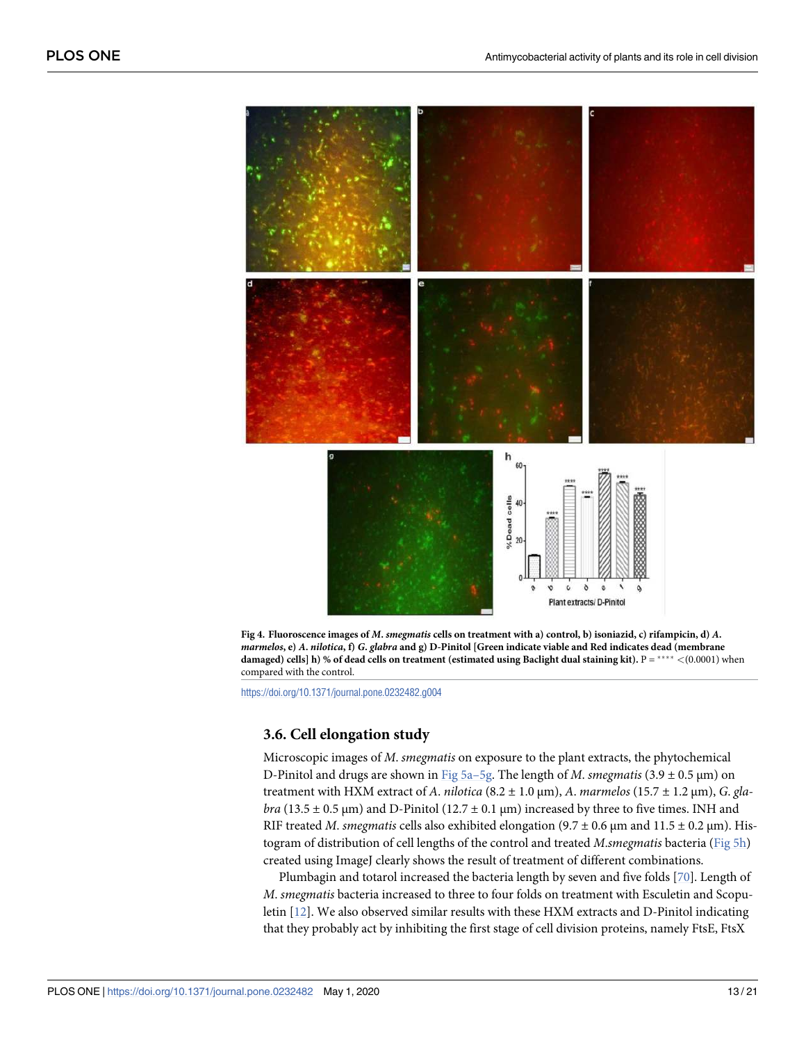**Fig 4. Fluoroscence images of *M. smegmatis* cells on treatment with a) control, b) isoniazid, c) rifampicin, d) *A. marmelos*, e) *A. nilotica*, f) *G. glabra* and g) D-Pinitol [Green indicate viable and Red indicates dead (membrane damaged) cells] h) % of dead cells on treatment (estimated using Baclight dual staining kit).** P = **** <(0.0001) when compared with the control.

https://doi.org/10.1371/journal.pone.0232482.g004

### 3.6. Cell elongation study

Microscopic images of *M. smegmatis* on exposure to the plant extracts, the phytochemical D-Pinitol and drugs are shown in Fig 5a–5g. The length of *M. smegmatis* (3.9 ± 0.5 μm) on treatment with HXM extract of *A. nilotica* (8.2 ± 1.0 μm), *A. marmelos* (15.7 ± 1.2 μm), *G. glabra* (13.5 ± 0.5 μm) and D-Pinitol (12.7 ± 0.1 μm) increased by three to five times. INH and RIF treated *M. smegmatis* cells also exhibited elongation (9.7 ± 0.6 μm and 11.5 ± 0.2 μm). Histogram of distribution of cell lengths of the control and treated *M.smegmatis* bacteria (Fig 5h) created using ImageJ clearly shows the result of treatment of different combinations.

Plumbagin and totarol increased the bacteria length by seven and five folds [70]. Length of *M. smegmatis* bacteria increased to three to four folds on treatment with Esculetin and Scopuletin [12]. We also observed similar results with these HXM extracts and D-Pinitol indicating that they probably act by inhibiting the first stage of cell division proteins, namely FtsE, FtsX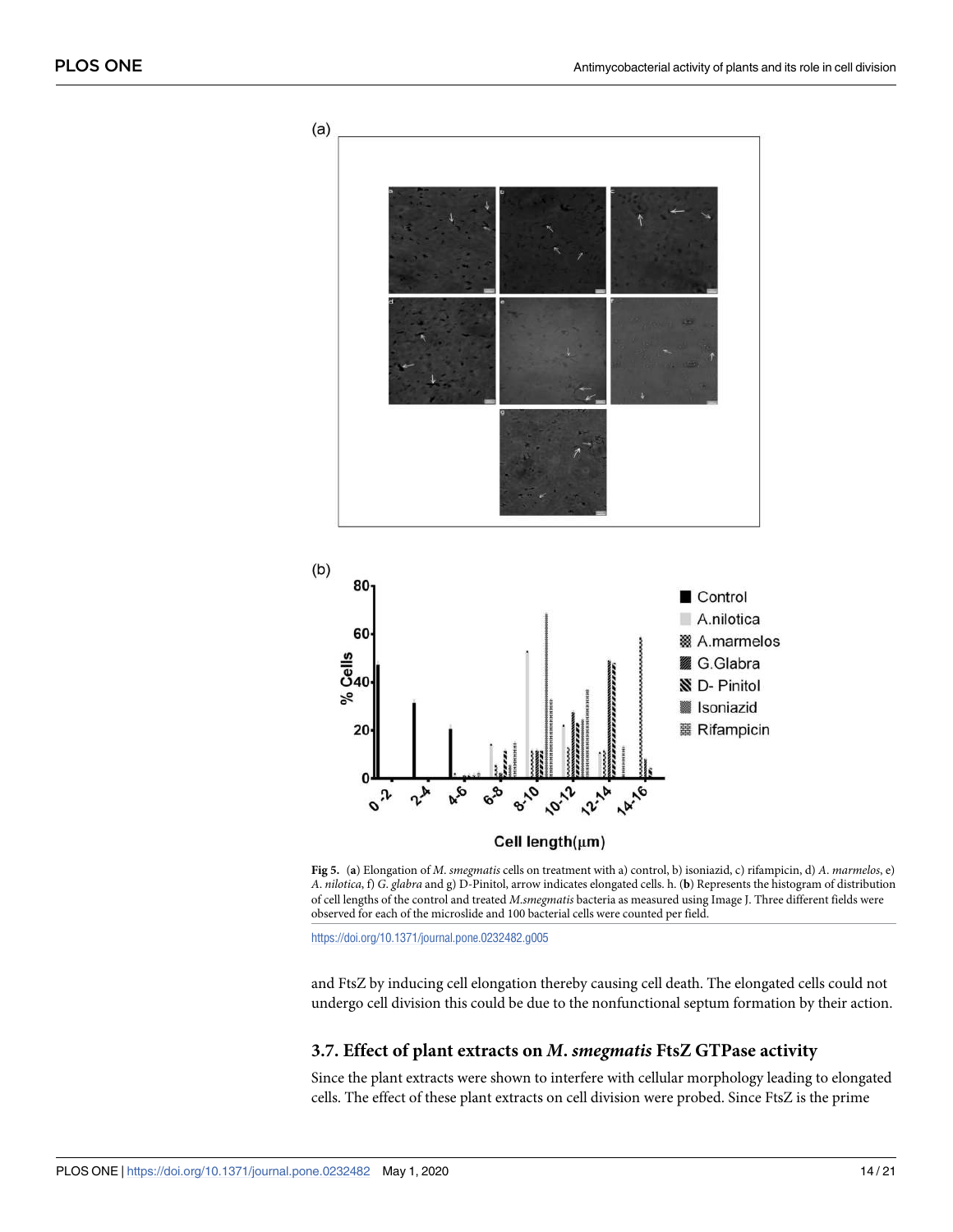**Fig 5.** (**a**) Elongation of *M*. *smegmatis* cells on treatment with a) control, b) isoniazid, c) rifampicin, d) *A*. *marmelos*, e) *A*. *nilotica*, f) *G*. *glabra* and g) D-Pinitol, arrow indicates elongated cells. h. (**b**) Represents the histogram of distribution of cell lengths of the control and treated *M.smegmatis* bacteria as measured using Image J. Three different fields were observed for each of the microslide and 100 bacterial cells were counted per field.

https://doi.org/10.1371/journal.pone.0232482.g005

and FtsZ by inducing cell elongation thereby causing cell death. The elongated cells could not undergo cell division this could be due to the nonfunctional septum formation by their action.

### 3.7. Effect of plant extracts on *M*. *smegmatis* FtsZ GTPase activity

Since the plant extracts were shown to interfere with cellular morphology leading to elongated cells. The effect of these plant extracts on cell division were probed. Since FtsZ is the prime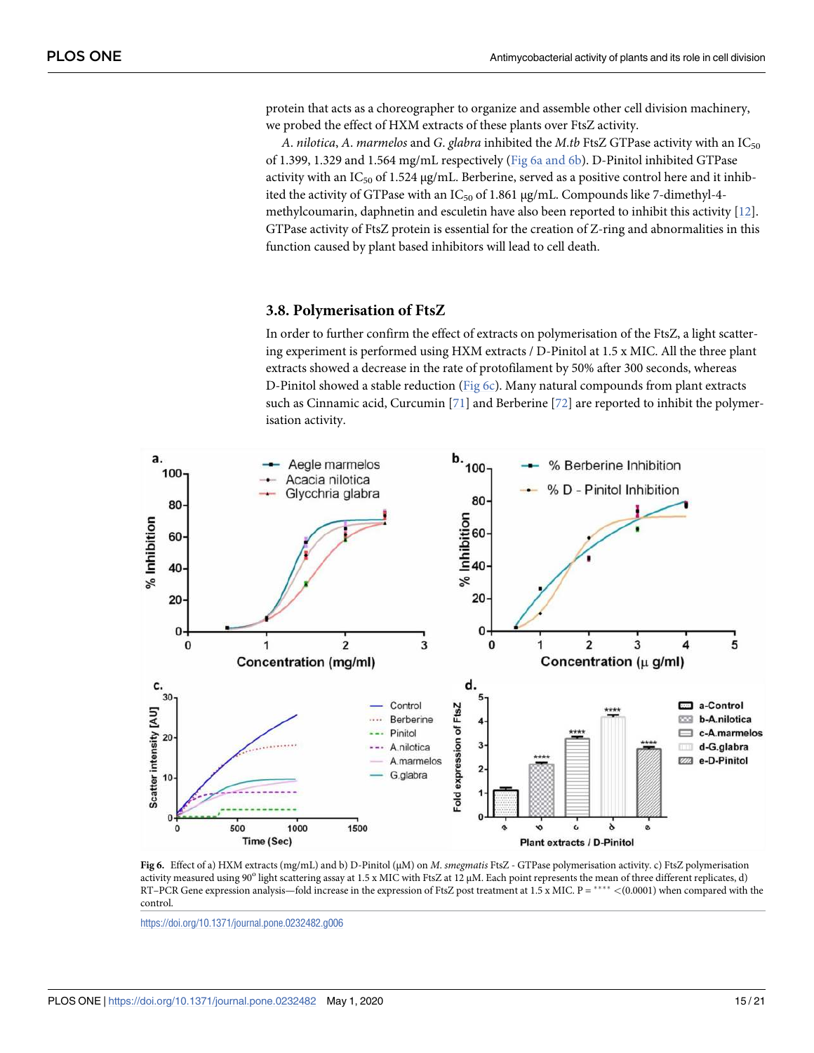protein that acts as a choreographer to organize and assemble other cell division machinery, we probed the effect of HXM extracts of these plants over FtsZ activity.

*A. nilotica*, *A. marmelos* and *G. glabra* inhibited the *M.tb* FtsZ GTPase activity with an $IC_{50}$ of 1.399, 1.329 and 1.564 mg/mL respectively (Fig 6a and 6b). D-Pinitol inhibited GTPase activity with an $IC_{50}$ of 1.524 μg/mL. Berberine, served as a positive control here and it inhibited the activity of GTPase with an $IC_{50}$ of 1.861 μg/mL. Compounds like 7-dimethyl-4-methylcoumarin, daphnetin and esculetin have also been reported to inhibit this activity [12]. GTPase activity of FtsZ protein is essential for the creation of Z-ring and abnormalities in this function caused by plant based inhibitors will lead to cell death.

### 3.8. Polymerisation of FtsZ

In order to further confirm the effect of extracts on polymerisation of the FtsZ, a light scattering experiment is performed using HXM extracts / D-Pinitol at 1.5 x MIC. All the three plant extracts showed a decrease in the rate of protofilament by 50% after 300 seconds, whereas D-Pinitol showed a stable reduction (Fig 6c). Many natural compounds from plant extracts such as Cinnamic acid, Curcumin [71] and Berberine [72] are reported to inhibit the polymerisation activity.

**Fig 6.** Effect of a) HXM extracts (mg/mL) and b) D-Pinitol (μM) on *M. smegmatis* FtsZ - GTPase polymerisation activity. c) FtsZ polymerisation activity measured using 90° light scattering assay at 1.5 x MIC with FtsZ at 12 μM. Each point represents the mean of three different replicates, d) RT–PCR Gene expression analysis—fold increase in the expression of FtsZ post treatment at 1.5 x MIC. P = **** <(0.0001) when compared with the control.

https://doi.org/10.1371/journal.pone.0232482.g006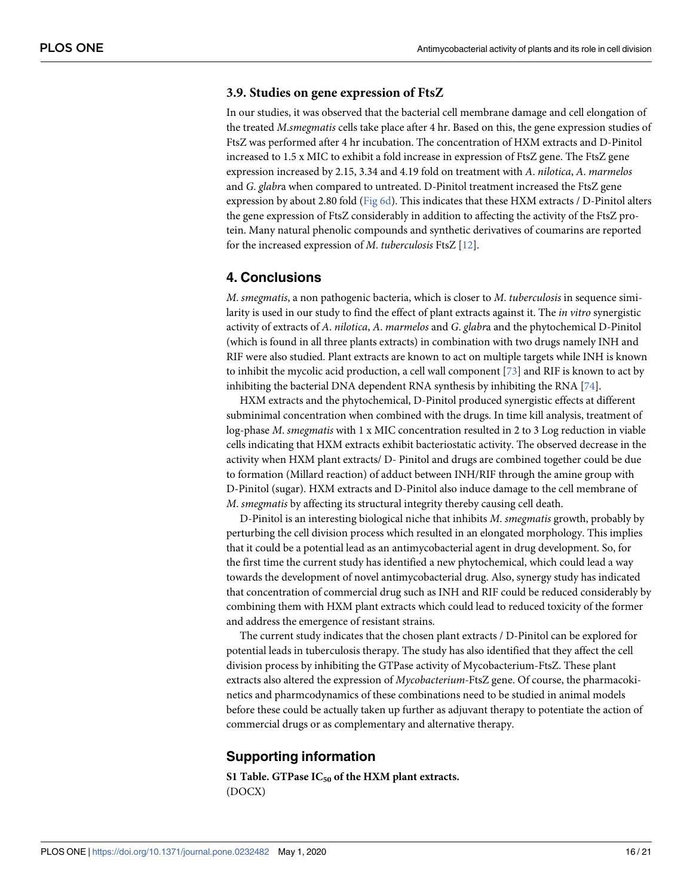### 3.9. Studies on gene expression of FtsZ

In our studies, it was observed that the bacterial cell membrane damage and cell elongation of the treated *M.smegmatis* cells take place after 4 hr. Based on this, the gene expression studies of FtsZ was performed after 4 hr incubation. The concentration of HXM extracts and D-Pinitol increased to 1.5 x MIC to exhibit a fold increase in expression of FtsZ gene. The FtsZ gene expression increased by 2.15, 3.34 and 4.19 fold on treatment with *A*. *nilotica*, *A*. *marmelos* and *G*. *glabr*a when compared to untreated. D-Pinitol treatment increased the FtsZ gene expression by about 2.80 fold (Fig 6d). This indicates that these HXM extracts / D-Pinitol alters the gene expression of FtsZ considerably in addition to affecting the activity of the FtsZ protein. Many natural phenolic compounds and synthetic derivatives of coumarins are reported for the increased expression of *M*. *tuberculosis* FtsZ [12].

## 4. Conclusions

*M*. *smegmatis*, a non pathogenic bacteria, which is closer to *M*. *tuberculosis* in sequence similarity is used in our study to find the effect of plant extracts against it. The *in vitro* synergistic activity of extracts of *A*. *nilotica*, *A*. *marmelos* and *G*. *glabr*a and the phytochemical D-Pinitol (which is found in all three plants extracts) in combination with two drugs namely INH and RIF were also studied. Plant extracts are known to act on multiple targets while INH is known to inhibit the mycolic acid production, a cell wall component [73] and RIF is known to act by inhibiting the bacterial DNA dependent RNA synthesis by inhibiting the RNA [74].

HXM extracts and the phytochemical, D-Pinitol produced synergistic effects at different subminimal concentration when combined with the drugs. In time kill analysis, treatment of log-phase *M*. *smegmatis* with 1 x MIC concentration resulted in 2 to 3 Log reduction in viable cells indicating that HXM extracts exhibit bacteriostatic activity. The observed decrease in the activity when HXM plant extracts/ D- Pinitol and drugs are combined together could be due to formation (Millard reaction) of adduct between INH/RIF through the amine group with D-Pinitol (sugar). HXM extracts and D-Pinitol also induce damage to the cell membrane of *M*. *smegmatis* by affecting its structural integrity thereby causing cell death.

D-Pinitol is an interesting biological niche that inhibits *M*. *smegmatis* growth, probably by perturbing the cell division process which resulted in an elongated morphology. This implies that it could be a potential lead as an antimycobacterial agent in drug development. So, for the first time the current study has identified a new phytochemical, which could lead a way towards the development of novel antimycobacterial drug. Also, synergy study has indicated that concentration of commercial drug such as INH and RIF could be reduced considerably by combining them with HXM plant extracts which could lead to reduced toxicity of the former and address the emergence of resistant strains.

The current study indicates that the chosen plant extracts / D-Pinitol can be explored for potential leads in tuberculosis therapy. The study has also identified that they affect the cell division process by inhibiting the GTPase activity of Mycobacterium-FtsZ. These plant extracts also altered the expression of *Mycobacterium*-FtsZ gene. Of course, the pharmacokinetics and pharmcodynamics of these combinations need to be studied in animal models before these could be actually taken up further as adjuvant therapy to potentiate the action of commercial drugs or as complementary and alternative therapy.

## Supporting information

**S1 Table. GTPase $IC_{50}$ of the HXM plant extracts.**
(DOCX)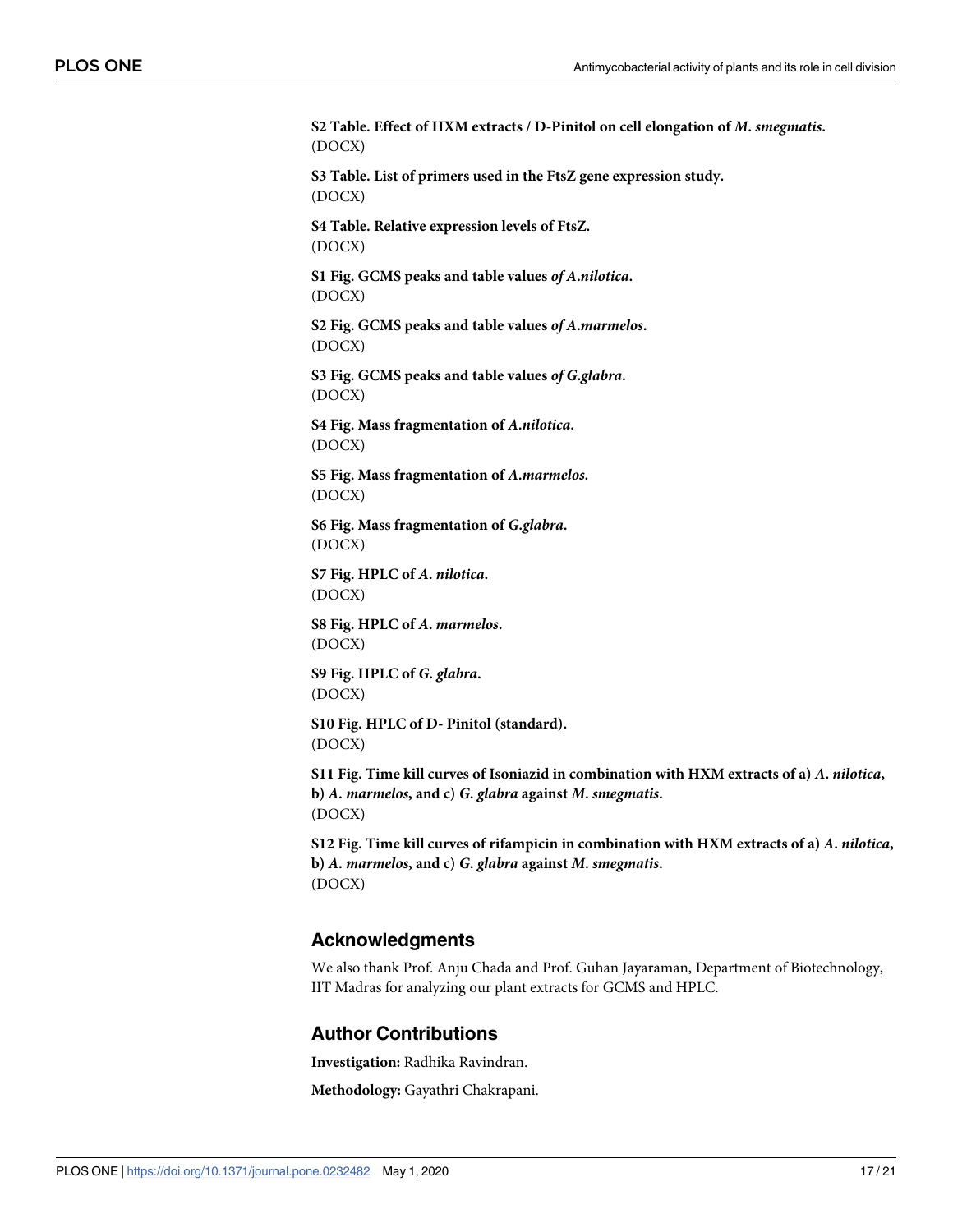**S2 Table. Effect of HXM extracts / D-Pinitol on cell elongation of *M. smegmatis*.**
(DOCX)

**S3 Table. List of primers used in the FtsZ gene expression study.**
(DOCX)

**S4 Table. Relative expression levels of FtsZ.**
(DOCX)

**S1 Fig. GCMS peaks and table values *of A.nilotica*.**
(DOCX)

**S2 Fig. GCMS peaks and table values *of A.marmelos*.**
(DOCX)

**S3 Fig. GCMS peaks and table values *of G.glabra*.**
(DOCX)

**S4 Fig. Mass fragmentation of *A.nilotica*.**
(DOCX)

**S5 Fig. Mass fragmentation of *A.marmelos*.**
(DOCX)

**S6 Fig. Mass fragmentation of *G.glabra*.**
(DOCX)

**S7 Fig. HPLC of *A. nilotica*.**
(DOCX)

**S8 Fig. HPLC of *A. marmelos*.**
(DOCX)

**S9 Fig. HPLC of *G. glabra*.**
(DOCX)

**S10 Fig. HPLC of D- Pinitol (standard).**
(DOCX)

**S11 Fig. Time kill curves of Isoniazid in combination with HXM extracts of a) *A. nilotica*, b) *A. marmelos*, and c) *G. glabra* against *M. smegmatis*.**
(DOCX)

**S12 Fig. Time kill curves of rifampicin in combination with HXM extracts of a) *A. nilotica*, b) *A. marmelos*, and c) *G. glabra* against *M. smegmatis*.**
(DOCX)

## Acknowledgments

We also thank Prof. Anju Chada and Prof. Guhan Jayaraman, Department of Biotechnology, IIT Madras for analyzing our plant extracts for GCMS and HPLC.

## Author Contributions

**Investigation:** Radhika Ravindran.

**Methodology:** Gayathri Chakrapani.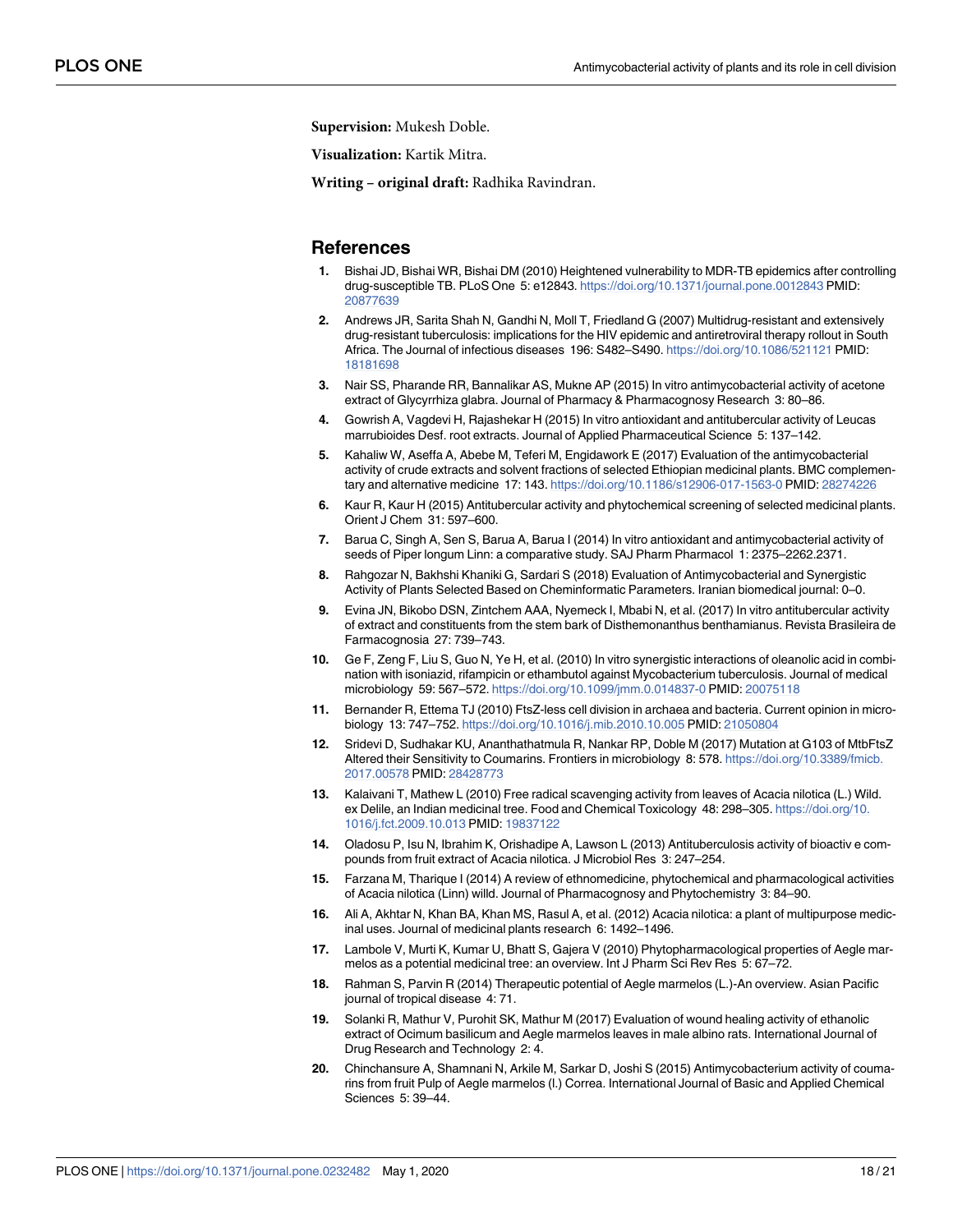**Supervision:** Mukesh Doble.

**Visualization:** Kartik Mitra.

**Writing – original draft:** Radhika Ravindran.

## References

1. Bishai JD, Bishai WR, Bishai DM (2010) Heightened vulnerability to MDR-TB epidemics after controlling drug-susceptible TB. PLoS One 5: e12843. https://doi.org/10.1371/journal.pone.0012843 PMID: 20877639
2. Andrews JR, Sarita Shah N, Gandhi N, Moll T, Friedland G (2007) Multidrug-resistant and extensively drug-resistant tuberculosis: implications for the HIV epidemic and antiretroviral therapy rollout in South Africa. The Journal of infectious diseases 196: S482–S490. https://doi.org/10.1086/521121 PMID: 18181698
3. Nair SS, Pharande RR, Bannalikar AS, Mukne AP (2015) In vitro antimycobacterial activity of acetone extract of Glycyrrhiza glabra. Journal of Pharmacy & Pharmacognosy Research 3: 80–86.
4. Gowrish A, Vagdevi H, Rajashekar H (2015) In vitro antioxidant and antitubercular activity of Leucas marrubioides Desf. root extracts. Journal of Applied Pharmaceutical Science 5: 137–142.
5. Kahaliw W, Aseffa A, Abebe M, Teferi M, Engidawork E (2017) Evaluation of the antimycobacterial activity of crude extracts and solvent fractions of selected Ethiopian medicinal plants. BMC complementary and alternative medicine 17: 143. https://doi.org/10.1186/s12906-017-1563-0 PMID: 28274226
6. Kaur R, Kaur H (2015) Antitubercular activity and phytochemical screening of selected medicinal plants. Orient J Chem 31: 597–600.
7. Barua C, Singh A, Sen S, Barua A, Barua I (2014) In vitro antioxidant and antimycobacterial activity of seeds of Piper longum Linn: a comparative study. SAJ Pharm Pharmacol 1: 2375–2262.2371.
8. Rahgozar N, Bakhshi Khaniki G, Sardari S (2018) Evaluation of Antimycobacterial and Synergistic Activity of Plants Selected Based on Cheminformatic Parameters. Iranian biomedical journal: 0–0.
9. Evina JN, Bikobo DSN, Zintchem AAA, Nyemeck I, Mbabi N, et al. (2017) In vitro antitubercular activity of extract and constituents from the stem bark of Disthemonanthus benthamianus. Revista Brasileira de Farmacognosia 27: 739–743.
10. Ge F, Zeng F, Liu S, Guo N, Ye H, et al. (2010) In vitro synergistic interactions of oleanolic acid in combination with isoniazid, rifampicin or ethambutol against Mycobacterium tuberculosis. Journal of medical microbiology 59: 567–572. https://doi.org/10.1099/jmm.0.014837-0 PMID: 20075118
11. Bernander R, Ettema TJ (2010) FtsZ-less cell division in archaea and bacteria. Current opinion in microbiology 13: 747–752. https://doi.org/10.1016/j.mib.2010.10.005 PMID: 21050804
12. Sridevi D, Sudhakar KU, Ananthathatmula R, Nankar RP, Doble M (2017) Mutation at G103 of MtbFtsZ Altered their Sensitivity to Coumarins. Frontiers in microbiology 8: 578. https://doi.org/10.3389/fmicb.2017.00578 PMID: 28428773
13. Kalaivani T, Mathew L (2010) Free radical scavenging activity from leaves of Acacia nilotica (L.) Wild. ex Delile, an Indian medicinal tree. Food and Chemical Toxicology 48: 298–305. https://doi.org/10.1016/j.fct.2009.10.013 PMID: 19837122
14. Oladosu P, Isu N, Ibrahim K, Orishadipe A, Lawson L (2013) Antituberculosis activity of bioactiv e compounds from fruit extract of Acacia nilotica. J Microbiol Res 3: 247–254.
15. Farzana M, Tharique I (2014) A review of ethnomedicine, phytochemical and pharmacological activities of Acacia nilotica (Linn) willd. Journal of Pharmacognosy and Phytochemistry 3: 84–90.
16. Ali A, Akhtar N, Khan BA, Khan MS, Rasul A, et al. (2012) Acacia nilotica: a plant of multipurpose medicinal uses. Journal of medicinal plants research 6: 1492–1496.
17. Lambole V, Murti K, Kumar U, Bhatt S, Gajera V (2010) Phytopharmacological properties of Aegle marmelos as a potential medicinal tree: an overview. Int J Pharm Sci Rev Res 5: 67–72.
18. Rahman S, Parvin R (2014) Therapeutic potential of Aegle marmelos (L.)-An overview. Asian Pacific journal of tropical disease 4: 71.
19. Solanki R, Mathur V, Purohit SK, Mathur M (2017) Evaluation of wound healing activity of ethanolic extract of Ocimum basilicum and Aegle marmelos leaves in male albino rats. International Journal of Drug Research and Technology 2: 4.
20. Chinchansure A, Shamnani N, Arkile M, Sarkar D, Joshi S (2015) Antimycobacterium activity of coumarins from fruit Pulp of Aegle marmelos (l.) Correa. International Journal of Basic and Applied Chemical Sciences 5: 39–44.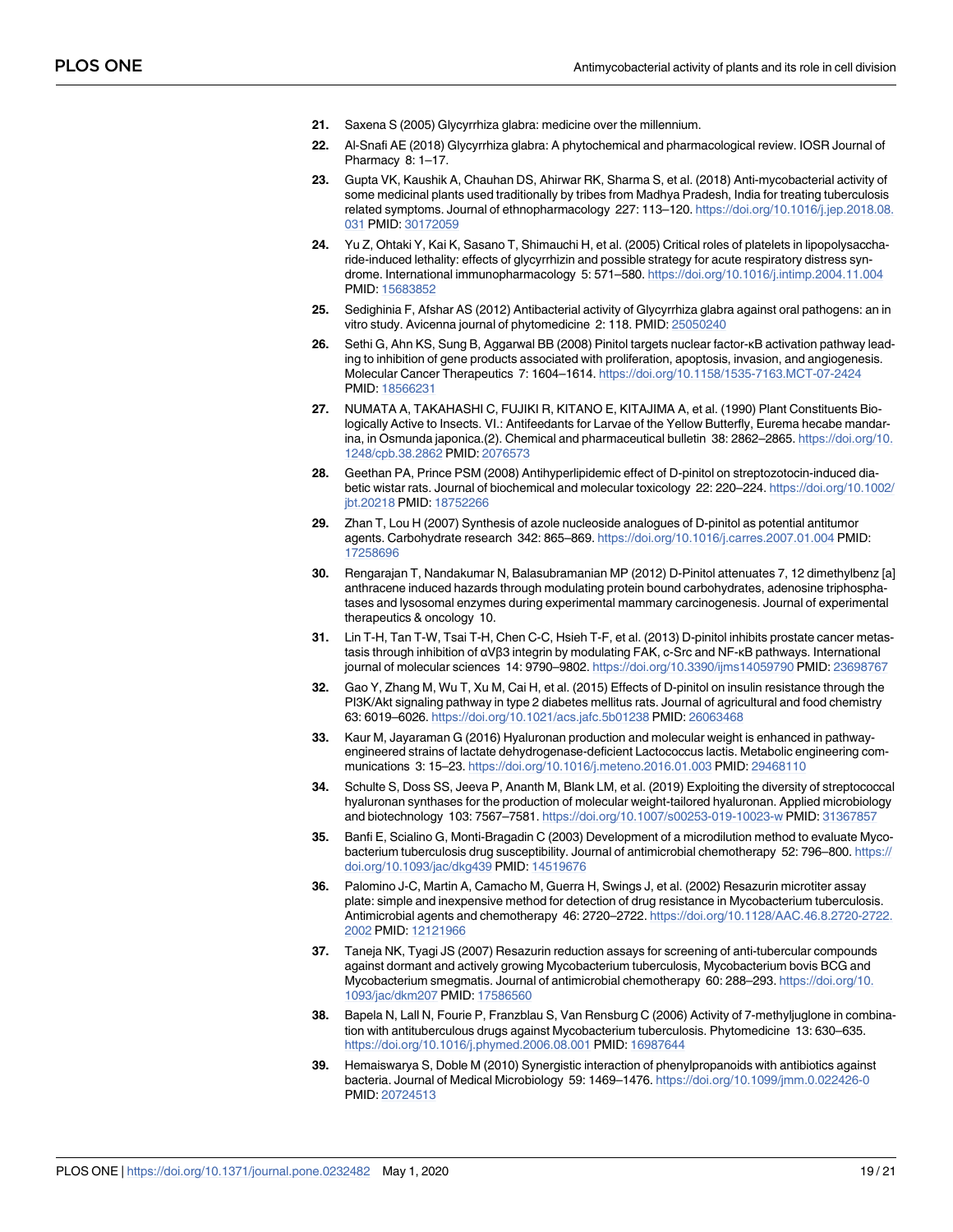21. Saxena S (2005) Glycyrrhiza glabra: medicine over the millennium.

22. Al-Snafi AE (2018) Glycyrrhiza glabra: A phytochemical and pharmacological review. IOSR Journal of Pharmacy 8: 1–17.

23. Gupta VK, Kaushik A, Chauhan DS, Ahirwar RK, Sharma S, et al. (2018) Anti-mycobacterial activity of some medicinal plants used traditionally by tribes from Madhya Pradesh, India for treating tuberculosis related symptoms. Journal of ethnopharmacology 227: 113–120. https://doi.org/10.1016/j.jep.2018.08.031 PMID: 30172059

24. Yu Z, Ohtaki Y, Kai K, Sasano T, Shimauchi H, et al. (2005) Critical roles of platelets in lipopolysaccharide-induced lethality: effects of glycyrrhizin and possible strategy for acute respiratory distress syndrome. International immunopharmacology 5: 571–580. https://doi.org/10.1016/j.intimp.2004.11.004 PMID: 15683852

25. Sedighinia F, Afshar AS (2012) Antibacterial activity of Glycyrrhiza glabra against oral pathogens: an in vitro study. Avicenna journal of phytomedicine 2: 118. PMID: 25050240

26. Sethi G, Ahn KS, Sung B, Aggarwal BB (2008) Pinitol targets nuclear factor-κB activation pathway leading to inhibition of gene products associated with proliferation, apoptosis, invasion, and angiogenesis. Molecular Cancer Therapeutics 7: 1604–1614. https://doi.org/10.1158/1535-7163.MCT-07-2424 PMID: 18566231

27. NUMATA A, TAKAHASHI C, FUJIKI R, KITANO E, KITAJIMA A, et al. (1990) Plant Constituents Biologically Active to Insects. VI.: Antifeedants for Larvae of the Yellow Butterfly, Eurema hecabe mandarina, in Osmunda japonica.(2). Chemical and pharmaceutical bulletin 38: 2862–2865. https://doi.org/10.1248/cpb.38.2862 PMID: 2076573

28. Geethan PA, Prince PSM (2008) Antihyperlipidemic effect of D-pinitol on streptozotocin-induced diabetic wistar rats. Journal of biochemical and molecular toxicology 22: 220–224. https://doi.org/10.1002/jbt.20218 PMID: 18752266

29. Zhan T, Lou H (2007) Synthesis of azole nucleoside analogues of D-pinitol as potential antitumor agents. Carbohydrate research 342: 865–869. https://doi.org/10.1016/j.carres.2007.01.004 PMID: 17258696

30. Rengarajan T, Nandakumar N, Balasubramanian MP (2012) D-Pinitol attenuates 7, 12 dimethylbenz [a] anthracene induced hazards through modulating protein bound carbohydrates, adenosine triphosphatases and lysosomal enzymes during experimental mammary carcinogenesis. Journal of experimental therapeutics & oncology 10.

31. Lin T-H, Tan T-W, Tsai T-H, Chen C-C, Hsieh T-F, et al. (2013) D-pinitol inhibits prostate cancer metastasis through inhibition of αVβ3 integrin by modulating FAK, c-Src and NF-κB pathways. International journal of molecular sciences 14: 9790–9802. https://doi.org/10.3390/ijms14059790 PMID: 23698767

32. Gao Y, Zhang M, Wu T, Xu M, Cai H, et al. (2015) Effects of D-pinitol on insulin resistance through the PI3K/Akt signaling pathway in type 2 diabetes mellitus rats. Journal of agricultural and food chemistry 63: 6019–6026. https://doi.org/10.1021/acs.jafc.5b01238 PMID: 26063468

33. Kaur M, Jayaraman G (2016) Hyaluronan production and molecular weight is enhanced in pathway-engineered strains of lactate dehydrogenase-deficient Lactococcus lactis. Metabolic engineering communications 3: 15–23. https://doi.org/10.1016/j.meteno.2016.01.003 PMID: 29468110

34. Schulte S, Doss SS, Jeeva P, Ananth M, Blank LM, et al. (2019) Exploiting the diversity of streptococcal hyaluronan synthases for the production of molecular weight-tailored hyaluronan. Applied microbiology and biotechnology 103: 7567–7581. https://doi.org/10.1007/s00253-019-10023-w PMID: 31367857

35. Banfi E, Scialino G, Monti-Bragadin C (2003) Development of a microdilution method to evaluate Mycobacterium tuberculosis drug susceptibility. Journal of antimicrobial chemotherapy 52: 796–800. https://doi.org/10.1093/jac/dkg439 PMID: 14519676

36. Palomino J-C, Martin A, Camacho M, Guerra H, Swings J, et al. (2002) Resazurin microtiter assay plate: simple and inexpensive method for detection of drug resistance in Mycobacterium tuberculosis. Antimicrobial agents and chemotherapy 46: 2720–2722. https://doi.org/10.1128/AAC.46.8.2720-2722.2002 PMID: 12121966

37. Taneja NK, Tyagi JS (2007) Resazurin reduction assays for screening of anti-tubercular compounds against dormant and actively growing Mycobacterium tuberculosis, Mycobacterium bovis BCG and Mycobacterium smegmatis. Journal of antimicrobial chemotherapy 60: 288–293. https://doi.org/10.1093/jac/dkm207 PMID: 17586560

38. Bapela N, Lall N, Fourie P, Franzblau S, Van Rensburg C (2006) Activity of 7-methyljuglone in combination with antituberculous drugs against Mycobacterium tuberculosis. Phytomedicine 13: 630–635. https://doi.org/10.1016/j.phymed.2006.08.001 PMID: 16987644

39. Hemaiswarya S, Doble M (2010) Synergistic interaction of phenylpropanoids with antibiotics against bacteria. Journal of Medical Microbiology 59: 1469–1476. https://doi.org/10.1099/jmm.0.022426-0 PMID: 20724513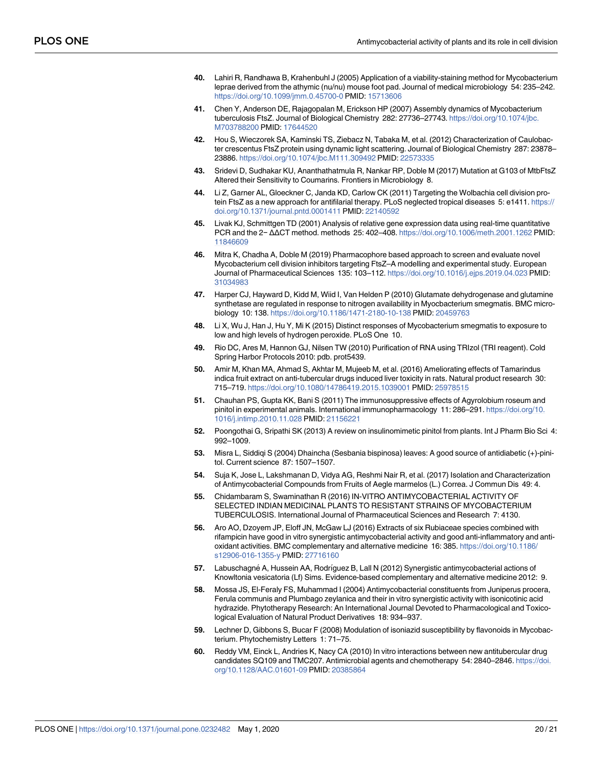40. Lahiri R, Randhawa B, Krahenbuhl J (2005) Application of a viability-staining method for Mycobacterium leprae derived from the athymic (nu/nu) mouse foot pad. Journal of medical microbiology 54: 235–242. https://doi.org/10.1099/jmm.0.45700-0 PMID: 15713606

41. Chen Y, Anderson DE, Rajagopalan M, Erickson HP (2007) Assembly dynamics of Mycobacterium tuberculosis FtsZ. Journal of Biological Chemistry 282: 27736–27743. https://doi.org/10.1074/jbc.M703788200 PMID: 17644520

42. Hou S, Wieczorek SA, Kaminski TS, Ziebacz N, Tabaka M, et al. (2012) Characterization of Caulobacter crescentus FtsZ protein using dynamic light scattering. Journal of Biological Chemistry 287: 23878–23886. https://doi.org/10.1074/jbc.M111.309492 PMID: 22573335

43. Sridevi D, Sudhakar KU, Ananthathatmula R, Nankar RP, Doble M (2017) Mutation at G103 of MtbFtsZ Altered their Sensitivity to Coumarins. Frontiers in Microbiology 8.

44. Li Z, Garner AL, Gloeckner C, Janda KD, Carlow CK (2011) Targeting the Wolbachia cell division protein FtsZ as a new approach for antifilarial therapy. PLoS neglected tropical diseases 5: e1411. https://doi.org/10.1371/journal.pntd.0001411 PMID: 22140592

45. Livak KJ, Schmittgen TD (2001) Analysis of relative gene expression data using real-time quantitative PCR and the 2− ΔΔCT method. methods 25: 402–408. https://doi.org/10.1006/meth.2001.1262 PMID: 11846609

46. Mitra K, Chadha A, Doble M (2019) Pharmacophore based approach to screen and evaluate novel Mycobacterium cell division inhibitors targeting FtsZ–A modelling and experimental study. European Journal of Pharmaceutical Sciences 135: 103–112. https://doi.org/10.1016/j.ejps.2019.04.023 PMID: 31034983

47. Harper CJ, Hayward D, Kidd M, Wiid I, Van Helden P (2010) Glutamate dehydrogenase and glutamine synthetase are regulated in response to nitrogen availability in Myocbacterium smegmatis. BMC microbiology 10: 138. https://doi.org/10.1186/1471-2180-10-138 PMID: 20459763

48. Li X, Wu J, Han J, Hu Y, Mi K (2015) Distinct responses of Mycobacterium smegmatis to exposure to low and high levels of hydrogen peroxide. PLoS One 10.

49. Rio DC, Ares M, Hannon GJ, Nilsen TW (2010) Purification of RNA using TRIzol (TRI reagent). Cold Spring Harbor Protocols 2010: pdb. prot5439.

50. Amir M, Khan MA, Ahmad S, Akhtar M, Mujeeb M, et al. (2016) Ameliorating effects of Tamarindus indica fruit extract on anti-tubercular drugs induced liver toxicity in rats. Natural product research 30: 715–719. https://doi.org/10.1080/14786419.2015.1039001 PMID: 25978515

51. Chauhan PS, Gupta KK, Bani S (2011) The immunosuppressive effects of Agyrolobium roseum and pinitol in experimental animals. International immunopharmacology 11: 286–291. https://doi.org/10.1016/j.intimp.2010.11.028 PMID: 21156221

52. Poongothai G, Sripathi SK (2013) A review on insulinomimetic pinitol from plants. Int J Pharm Bio Sci 4: 992–1009.

53. Misra L, Siddiqi S (2004) Dhaincha (Sesbania bispinosa) leaves: A good source of antidiabetic (+)-pinitol. Current science 87: 1507–1507.

54. Suja K, Jose L, Lakshmanan D, Vidya AG, Reshmi Nair R, et al. (2017) Isolation and Characterization of Antimycobacterial Compounds from Fruits of Aegle marmelos (L.) Correa. J Commun Dis 49: 4.

55. Chidambaram S, Swaminathan R (2016) IN-VITRO ANTIMYCOBACTERIAL ACTIVITY OF SELECTED INDIAN MEDICINAL PLANTS TO RESISTANT STRAINS OF MYCOBACTERIUM TUBERCULOSIS. International Journal of Pharmaceutical Sciences and Research 7: 4130.

56. Aro AO, Dzoyem JP, Eloff JN, McGaw LJ (2016) Extracts of six Rubiaceae species combined with rifampicin have good in vitro synergistic antimycobacterial activity and good anti-inflammatory and antioxidant activities. BMC complementary and alternative medicine 16: 385. https://doi.org/10.1186/s12906-016-1355-y PMID: 27716160

57. Labuschagné A, Hussein AA, Rodríguez B, Lall N (2012) Synergistic antimycobacterial actions of Knowltonia vesicatoria (Lf) Sims. Evidence-based complementary and alternative medicine 2012: 9.

58. Mossa JS, El-Feraly FS, Muhammad I (2004) Antimycobacterial constituents from Juniperus procera, Ferula communis and Plumbago zeylanica and their in vitro synergistic activity with isonicotinic acid hydrazide. Phytotherapy Research: An International Journal Devoted to Pharmacological and Toxicological Evaluation of Natural Product Derivatives 18: 934–937.

59. Lechner D, Gibbons S, Bucar F (2008) Modulation of isoniazid susceptibility by flavonoids in Mycobacterium. Phytochemistry Letters 1: 71–75.

60. Reddy VM, Einck L, Andries K, Nacy CA (2010) In vitro interactions between new antitubercular drug candidates SQ109 and TMC207. Antimicrobial agents and chemotherapy 54: 2840–2846. https://doi.org/10.1128/AAC.01601-09 PMID: 20385864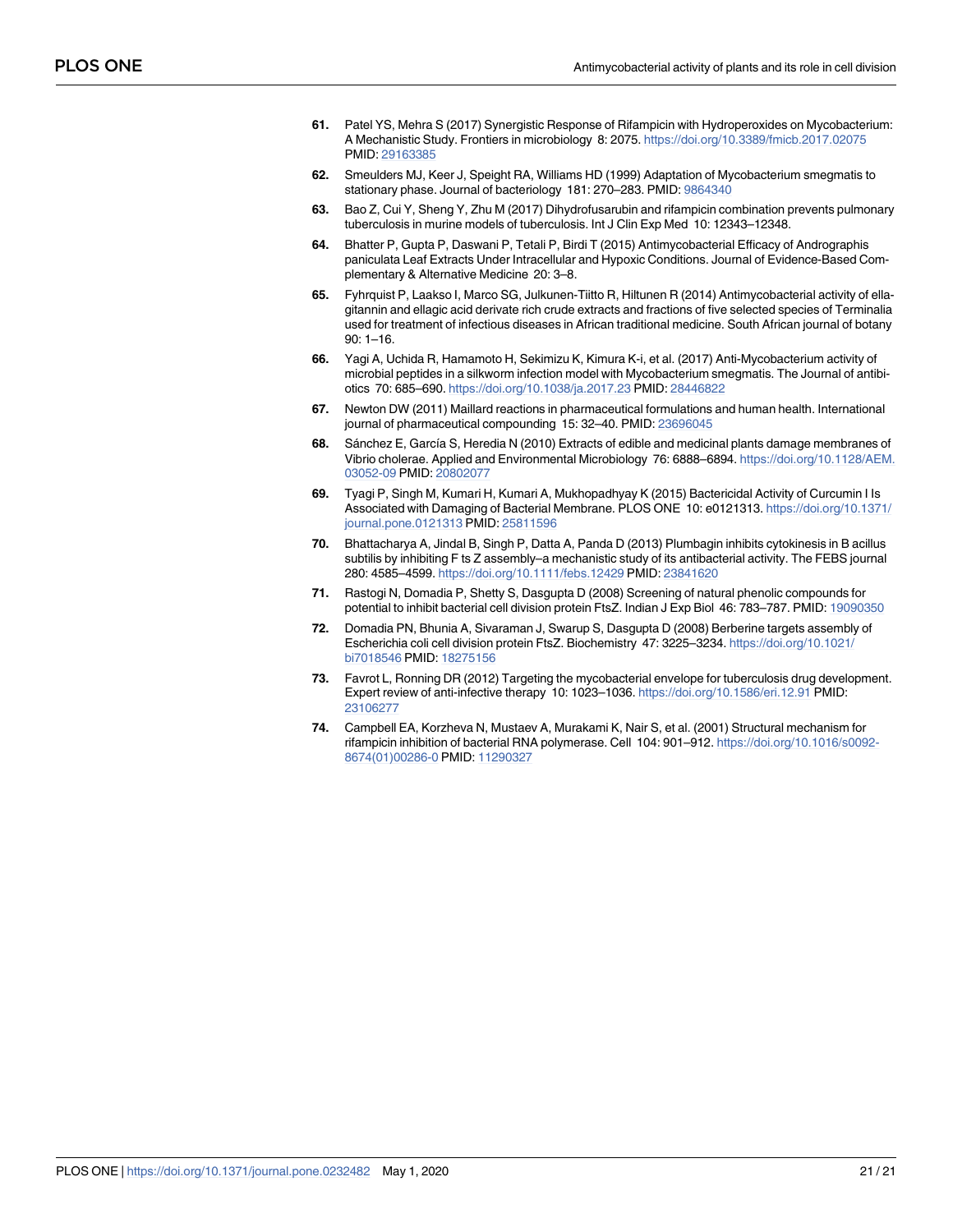61. Patel YS, Mehra S (2017) Synergistic Response of Rifampicin with Hydroperoxides on Mycobacterium: A Mechanistic Study. Frontiers in microbiology 8: 2075. https://doi.org/10.3389/fmicb.2017.02075 PMID: 29163385

62. Smeulders MJ, Keer J, Speight RA, Williams HD (1999) Adaptation of Mycobacterium smegmatis to stationary phase. Journal of bacteriology 181: 270–283. PMID: 9864340

63. Bao Z, Cui Y, Sheng Y, Zhu M (2017) Dihydrofusarubin and rifampicin combination prevents pulmonary tuberculosis in murine models of tuberculosis. Int J Clin Exp Med 10: 12343–12348.

64. Bhatter P, Gupta P, Daswani P, Tetali P, Birdi T (2015) Antimycobacterial Efficacy of Andrographis paniculata Leaf Extracts Under Intracellular and Hypoxic Conditions. Journal of Evidence-Based Complementary & Alternative Medicine 20: 3–8.

65. Fyhrquist P, Laakso I, Marco SG, Julkunen-Tiitto R, Hiltunen R (2014) Antimycobacterial activity of ellagitannin and ellagic acid derivate rich crude extracts and fractions of five selected species of Terminalia used for treatment of infectious diseases in African traditional medicine. South African journal of botany 90: 1–16.

66. Yagi A, Uchida R, Hamamoto H, Sekimizu K, Kimura K-i, et al. (2017) Anti-Mycobacterium activity of microbial peptides in a silkworm infection model with Mycobacterium smegmatis. The Journal of antibiotics 70: 685–690. https://doi.org/10.1038/ja.2017.23 PMID: 28446822

67. Newton DW (2011) Maillard reactions in pharmaceutical formulations and human health. International journal of pharmaceutical compounding 15: 32–40. PMID: 23696045

68. Sánchez E, García S, Heredia N (2010) Extracts of edible and medicinal plants damage membranes of Vibrio cholerae. Applied and Environmental Microbiology 76: 6888–6894. https://doi.org/10.1128/AEM.03052-09 PMID: 20802077

69. Tyagi P, Singh M, Kumari H, Kumari A, Mukhopadhyay K (2015) Bactericidal Activity of Curcumin I Is Associated with Damaging of Bacterial Membrane. PLOS ONE 10: e0121313. https://doi.org/10.1371/journal.pone.0121313 PMID: 25811596

70. Bhattacharya A, Jindal B, Singh P, Datta A, Panda D (2013) Plumbagin inhibits cytokinesis in B acillus subtilis by inhibiting F ts Z assembly–a mechanistic study of its antibacterial activity. The FEBS journal 280: 4585–4599. https://doi.org/10.1111/febs.12429 PMID: 23841620

71. Rastogi N, Domadia P, Shetty S, Dasgupta D (2008) Screening of natural phenolic compounds for potential to inhibit bacterial cell division protein FtsZ. Indian J Exp Biol 46: 783–787. PMID: 19090350

72. Domadia PN, Bhunia A, Sivaraman J, Swarup S, Dasgupta D (2008) Berberine targets assembly of Escherichia coli cell division protein FtsZ. Biochemistry 47: 3225–3234. https://doi.org/10.1021/bi7018546 PMID: 18275156

73. Favrot L, Ronning DR (2012) Targeting the mycobacterial envelope for tuberculosis drug development. Expert review of anti-infective therapy 10: 1023–1036. https://doi.org/10.1586/eri.12.91 PMID: 23106277

74. Campbell EA, Korzheva N, Mustaev A, Murakami K, Nair S, et al. (2001) Structural mechanism for rifampicin inhibition of bacterial RNA polymerase. Cell 104: 901–912. https://doi.org/10.1016/s0092-8674(01)00286-0 PMID: 11290327